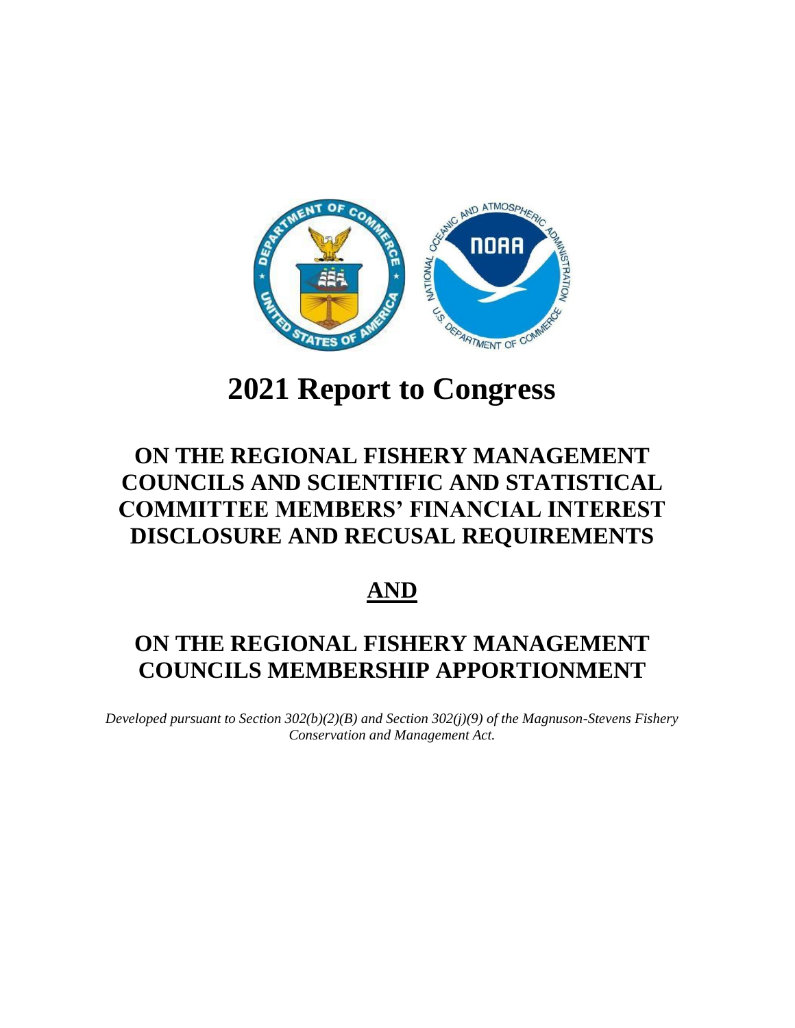# 2021 Report to Congress

## ON THE REGIONAL FISHERY MANAGEMENT COUNCILS AND SCIENTIFIC AND STATISTICAL COMMITTEE MEMBERS' FINANCIAL INTEREST DISCLOSURE AND RECUSAL REQUIREMENTS

## AND

## ON THE REGIONAL FISHERY MANAGEMENT COUNCILS MEMBERSHIP APPORTIONMENT

*Developed pursuant to Section 302(b)(2)(B) and Section 302(j)(9) of the Magnuson-Stevens Fishery Conservation and Management Act.*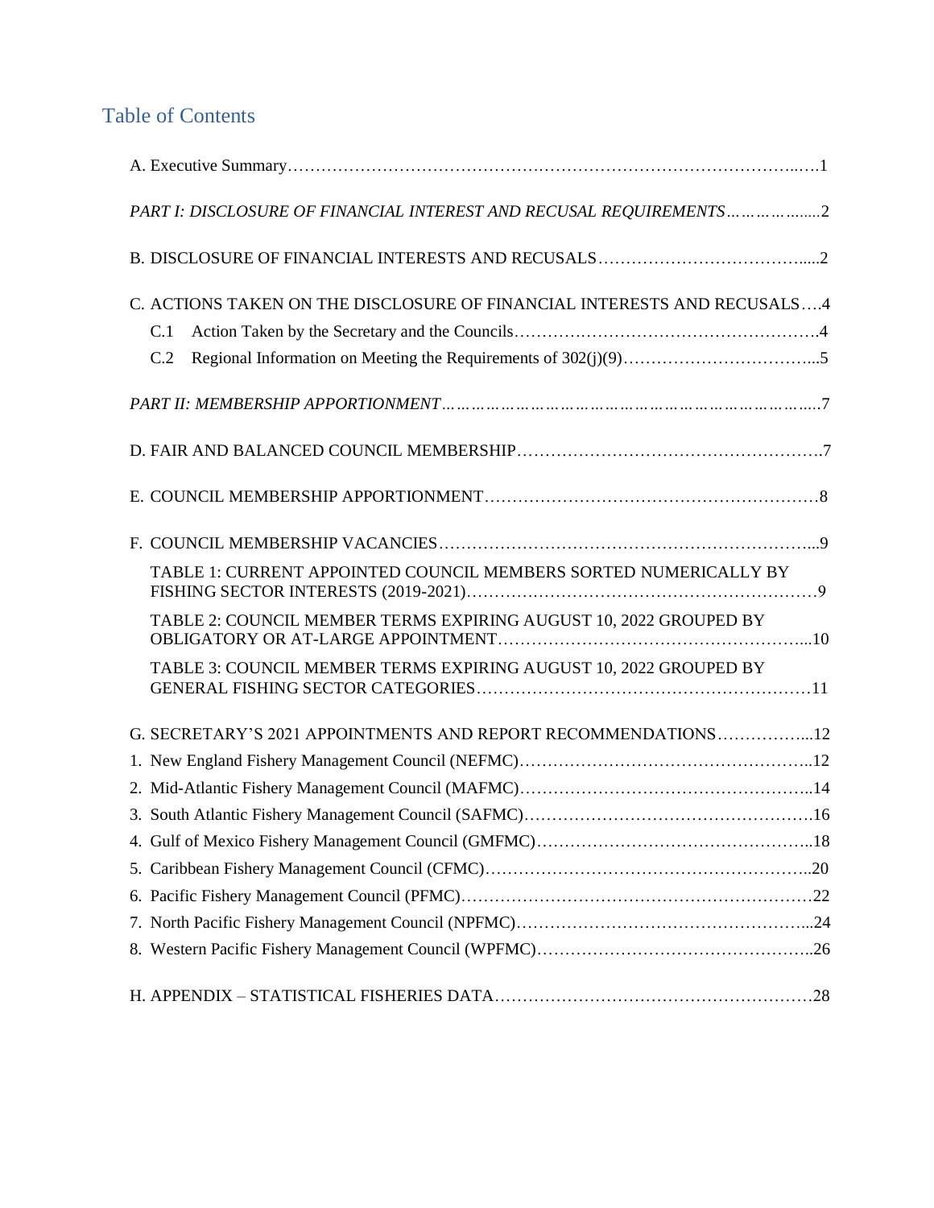# Table of Contents

A. Executive Summary……………………………………………………………………………..….1

*PART I: DISCLOSURE OF FINANCIAL INTEREST AND RECUSAL REQUIREMENTS*……………......2

B. DISCLOSURE OF FINANCIAL INTERESTS AND RECUSALS…………………………………....2

C. ACTIONS TAKEN ON THE DISCLOSURE OF FINANCIAL INTERESTS AND RECUSALS….4

- C.1 Action Taken by the Secretary and the Councils……………………………………………….4
- C.2 Regional Information on Meeting the Requirements of 302(j)(9)……………………………...5

*PART II: MEMBERSHIP APPORTIONMENT*……………………………………………………………..7

D. FAIR AND BALANCED COUNCIL MEMBERSHIP……………………………………………….7

E. COUNCIL MEMBERSHIP APPORTIONMENT…………………………………………………8

F. COUNCIL MEMBERSHIP VACANCIES…………………………………………………………...9

- TABLE 1: CURRENT APPOINTED COUNCIL MEMBERS SORTED NUMERICALLY BY FISHING SECTOR INTERESTS (2019-2021)……………………………………………………9
- TABLE 2: COUNCIL MEMBER TERMS EXPIRING AUGUST 10, 2022 GROUPED BY OBLIGATORY OR AT-LARGE APPOINTMENT………………………………………………...10
- TABLE 3: COUNCIL MEMBER TERMS EXPIRING AUGUST 10, 2022 GROUPED BY GENERAL FISHING SECTOR CATEGORIES…………………………………………………11

G. SECRETARY'S 2021 APPOINTMENTS AND REPORT RECOMMENDATIONS……………...12

1. New England Fishery Management Council (NEFMC)……………………………………………..12
2. Mid-Atlantic Fishery Management Council (MAFMC)……………………………………………..14
3. South Atlantic Fishery Management Council (SAFMC)…………………………………………….16
4. Gulf of Mexico Fishery Management Council (GMFMC)…………………………………………..18
5. Caribbean Fishery Management Council (CFMC)…………………………………………………..20
6. Pacific Fishery Management Council (PFMC)……………………………………………………22
7. North Pacific Fishery Management Council (NPFMC)……………………………………………...24
8. Western Pacific Fishery Management Council (WPFMC)…………………………………………..26

H. APPENDIX – STATISTICAL FISHERIES DATA…………………………………………………28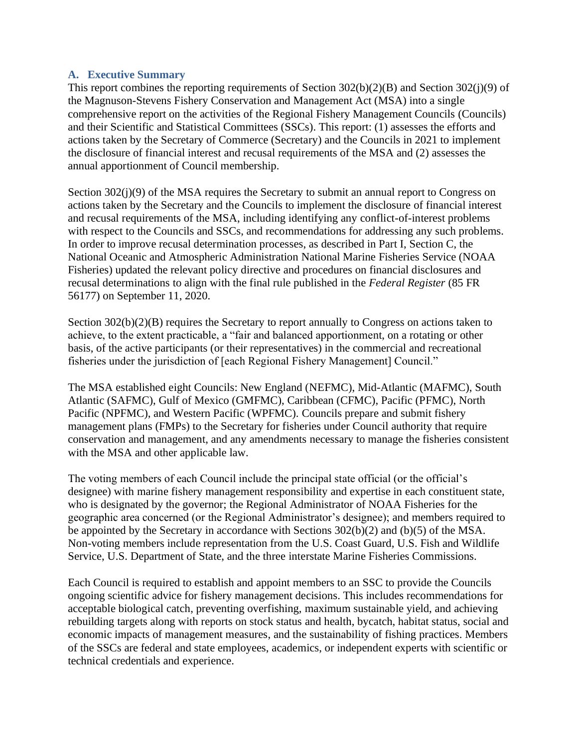## A. Executive Summary

This report combines the reporting requirements of Section 302(b)(2)(B) and Section 302(j)(9) of the Magnuson-Stevens Fishery Conservation and Management Act (MSA) into a single comprehensive report on the activities of the Regional Fishery Management Councils (Councils) and their Scientific and Statistical Committees (SSCs). This report: (1) assesses the efforts and actions taken by the Secretary of Commerce (Secretary) and the Councils in 2021 to implement the disclosure of financial interest and recusal requirements of the MSA and (2) assesses the annual apportionment of Council membership.

Section 302(j)(9) of the MSA requires the Secretary to submit an annual report to Congress on actions taken by the Secretary and the Councils to implement the disclosure of financial interest and recusal requirements of the MSA, including identifying any conflict-of-interest problems with respect to the Councils and SSCs, and recommendations for addressing any such problems. In order to improve recusal determination processes, as described in Part I, Section C, the National Oceanic and Atmospheric Administration National Marine Fisheries Service (NOAA Fisheries) updated the relevant policy directive and procedures on financial disclosures and recusal determinations to align with the final rule published in the *Federal Register* (85 FR 56177) on September 11, 2020.

Section 302(b)(2)(B) requires the Secretary to report annually to Congress on actions taken to achieve, to the extent practicable, a "fair and balanced apportionment, on a rotating or other basis, of the active participants (or their representatives) in the commercial and recreational fisheries under the jurisdiction of [each Regional Fishery Management] Council."

The MSA established eight Councils: New England (NEFMC), Mid-Atlantic (MAFMC), South Atlantic (SAFMC), Gulf of Mexico (GMFMC), Caribbean (CFMC), Pacific (PFMC), North Pacific (NPFMC), and Western Pacific (WPFMC). Councils prepare and submit fishery management plans (FMPs) to the Secretary for fisheries under Council authority that require conservation and management, and any amendments necessary to manage the fisheries consistent with the MSA and other applicable law.

The voting members of each Council include the principal state official (or the official's designee) with marine fishery management responsibility and expertise in each constituent state, who is designated by the governor; the Regional Administrator of NOAA Fisheries for the geographic area concerned (or the Regional Administrator's designee); and members required to be appointed by the Secretary in accordance with Sections 302(b)(2) and (b)(5) of the MSA. Non-voting members include representation from the U.S. Coast Guard, U.S. Fish and Wildlife Service, U.S. Department of State, and the three interstate Marine Fisheries Commissions.

Each Council is required to establish and appoint members to an SSC to provide the Councils ongoing scientific advice for fishery management decisions. This includes recommendations for acceptable biological catch, preventing overfishing, maximum sustainable yield, and achieving rebuilding targets along with reports on stock status and health, bycatch, habitat status, social and economic impacts of management measures, and the sustainability of fishing practices. Members of the SSCs are federal and state employees, academics, or independent experts with scientific or technical credentials and experience.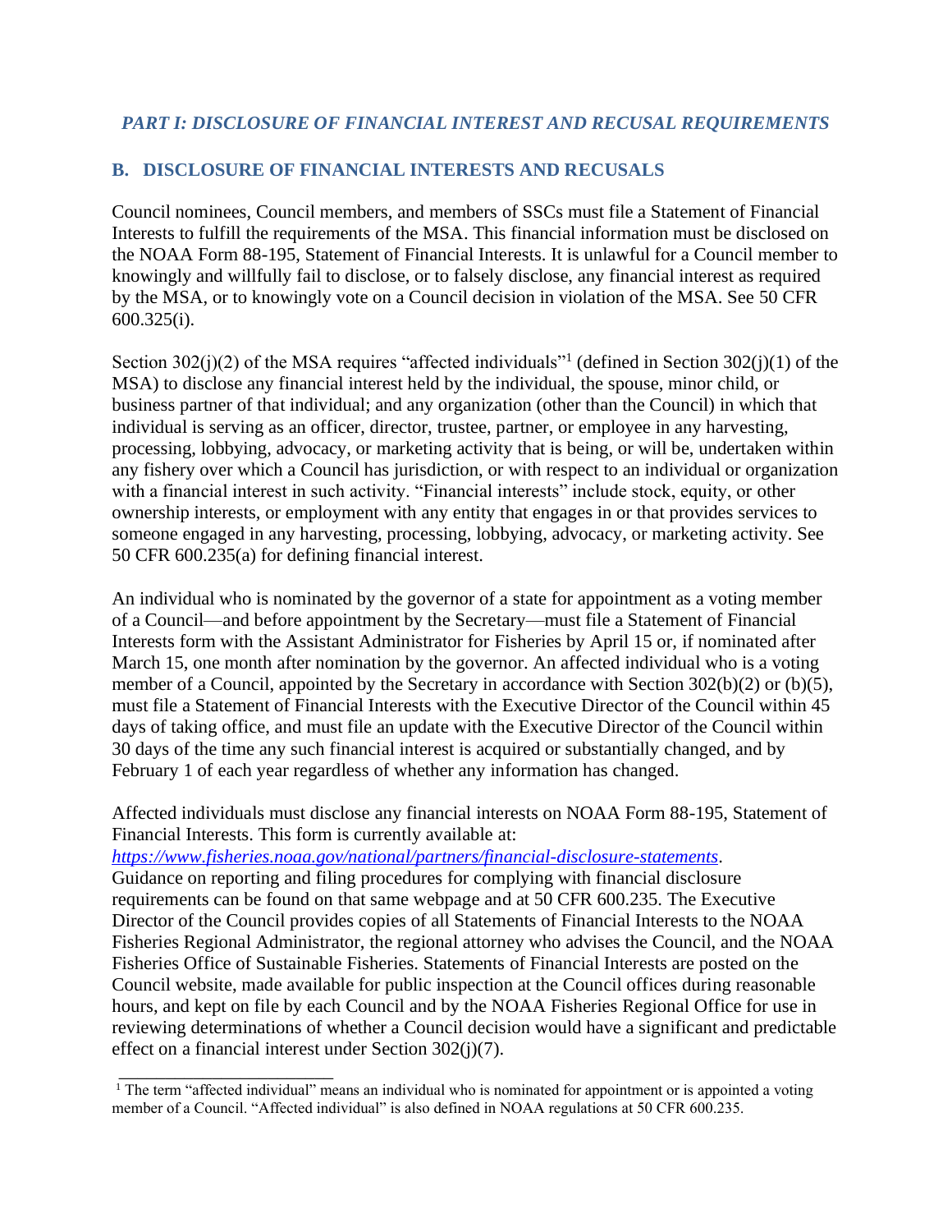## *PART I: DISCLOSURE OF FINANCIAL INTEREST AND RECUSAL REQUIREMENTS*

### B. DISCLOSURE OF FINANCIAL INTERESTS AND RECUSALS

Council nominees, Council members, and members of SSCs must file a Statement of Financial Interests to fulfill the requirements of the MSA. This financial information must be disclosed on the NOAA Form 88-195, Statement of Financial Interests. It is unlawful for a Council member to knowingly and willfully fail to disclose, or to falsely disclose, any financial interest as required by the MSA, or to knowingly vote on a Council decision in violation of the MSA. See 50 CFR 600.325(i).

Section 302(j)(2) of the MSA requires "affected individuals"[1] (defined in Section 302(j)(1) of the MSA) to disclose any financial interest held by the individual, the spouse, minor child, or business partner of that individual; and any organization (other than the Council) in which that individual is serving as an officer, director, trustee, partner, or employee in any harvesting, processing, lobbying, advocacy, or marketing activity that is being, or will be, undertaken within any fishery over which a Council has jurisdiction, or with respect to an individual or organization with a financial interest in such activity. "Financial interests" include stock, equity, or other ownership interests, or employment with any entity that engages in or that provides services to someone engaged in any harvesting, processing, lobbying, advocacy, or marketing activity. See 50 CFR 600.235(a) for defining financial interest.

An individual who is nominated by the governor of a state for appointment as a voting member of a Council—and before appointment by the Secretary—must file a Statement of Financial Interests form with the Assistant Administrator for Fisheries by April 15 or, if nominated after March 15, one month after nomination by the governor. An affected individual who is a voting member of a Council, appointed by the Secretary in accordance with Section 302(b)(2) or (b)(5), must file a Statement of Financial Interests with the Executive Director of the Council within 45 days of taking office, and must file an update with the Executive Director of the Council within 30 days of the time any such financial interest is acquired or substantially changed, and by February 1 of each year regardless of whether any information has changed.

Affected individuals must disclose any financial interests on NOAA Form 88-195, Statement of Financial Interests. This form is currently available at:
*https://www.fisheries.noaa.gov/national/partners/financial-disclosure-statements*.
Guidance on reporting and filing procedures for complying with financial disclosure requirements can be found on that same webpage and at 50 CFR 600.235. The Executive Director of the Council provides copies of all Statements of Financial Interests to the NOAA Fisheries Regional Administrator, the regional attorney who advises the Council, and the NOAA Fisheries Office of Sustainable Fisheries. Statements of Financial Interests are posted on the Council website, made available for public inspection at the Council offices during reasonable hours, and kept on file by each Council and by the NOAA Fisheries Regional Office for use in reviewing determinations of whether a Council decision would have a significant and predictable effect on a financial interest under Section 302(j)(7).

---

[1] The term "affected individual" means an individual who is nominated for appointment or is appointed a voting member of a Council. "Affected individual" is also defined in NOAA regulations at 50 CFR 600.235.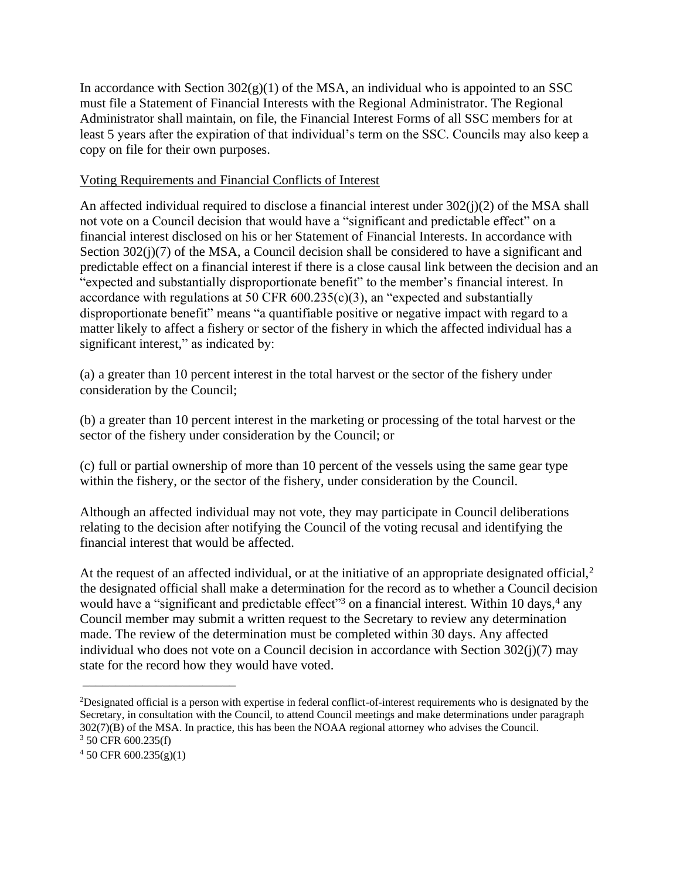In accordance with Section 302(g)(1) of the MSA, an individual who is appointed to an SSC must file a Statement of Financial Interests with the Regional Administrator. The Regional Administrator shall maintain, on file, the Financial Interest Forms of all SSC members for at least 5 years after the expiration of that individual's term on the SSC. Councils may also keep a copy on file for their own purposes.

<u>Voting Requirements and Financial Conflicts of Interest</u>

An affected individual required to disclose a financial interest under 302(j)(2) of the MSA shall not vote on a Council decision that would have a "significant and predictable effect" on a financial interest disclosed on his or her Statement of Financial Interests. In accordance with Section 302(j)(7) of the MSA, a Council decision shall be considered to have a significant and predictable effect on a financial interest if there is a close causal link between the decision and an "expected and substantially disproportionate benefit" to the member's financial interest. In accordance with regulations at 50 CFR 600.235(c)(3), an "expected and substantially disproportionate benefit" means "a quantifiable positive or negative impact with regard to a matter likely to affect a fishery or sector of the fishery in which the affected individual has a significant interest," as indicated by:

(a) a greater than 10 percent interest in the total harvest or the sector of the fishery under consideration by the Council;

(b) a greater than 10 percent interest in the marketing or processing of the total harvest or the sector of the fishery under consideration by the Council; or

(c) full or partial ownership of more than 10 percent of the vessels using the same gear type within the fishery, or the sector of the fishery, under consideration by the Council.

Although an affected individual may not vote, they may participate in Council deliberations relating to the decision after notifying the Council of the voting recusal and identifying the financial interest that would be affected.

At the request of an affected individual, or at the initiative of an appropriate designated official,[2] the designated official shall make a determination for the record as to whether a Council decision would have a "significant and predictable effect"[3] on a financial interest. Within 10 days,[4] any Council member may submit a written request to the Secretary to review any determination made. The review of the determination must be completed within 30 days. Any affected individual who does not vote on a Council decision in accordance with Section 302(j)(7) may state for the record how they would have voted.

---

[2]Designated official is a person with expertise in federal conflict-of-interest requirements who is designated by the Secretary, in consultation with the Council, to attend Council meetings and make determinations under paragraph 302(7)(B) of the MSA. In practice, this has been the NOAA regional attorney who advises the Council.

[3] 50 CFR 600.235(f)

[4] 50 CFR 600.235(g)(1)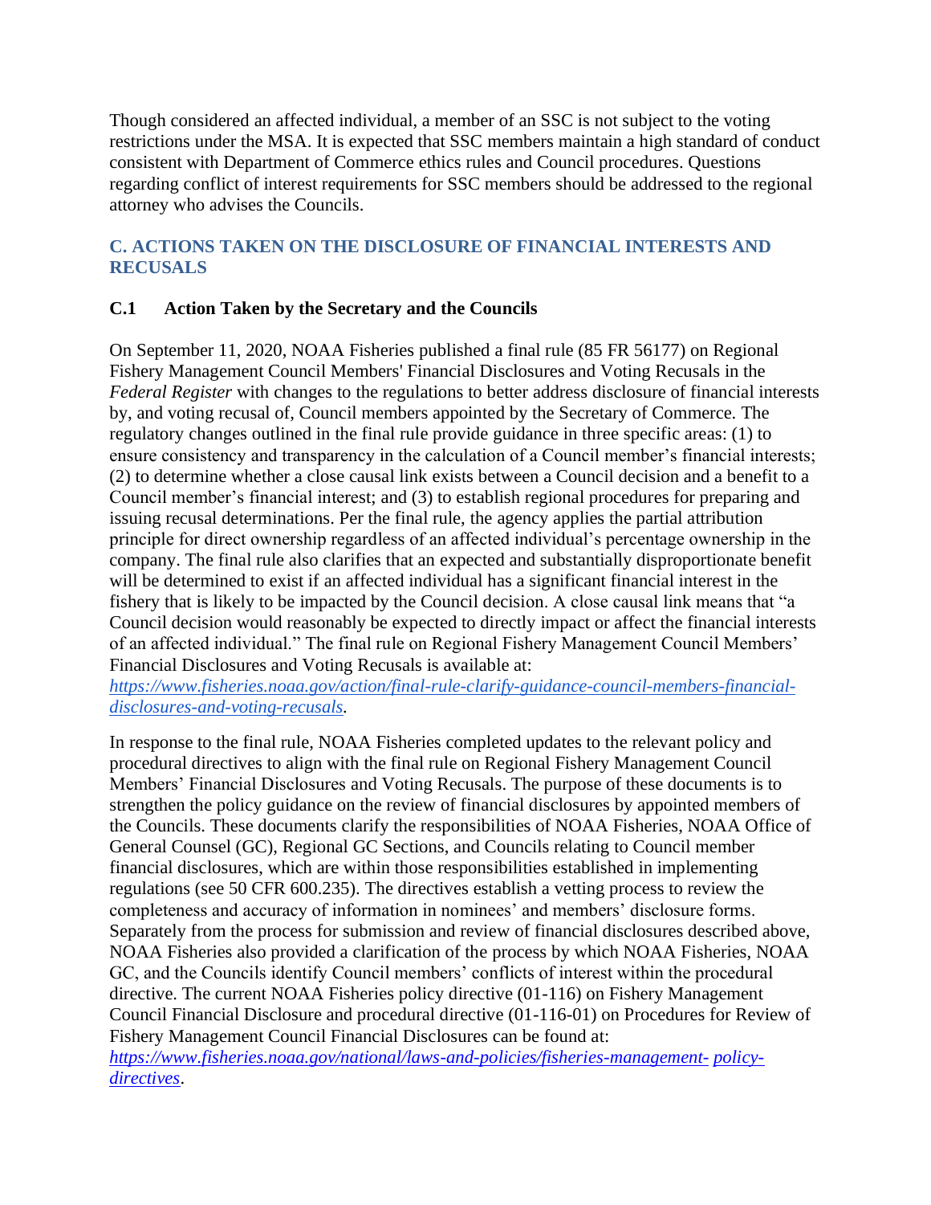Though considered an affected individual, a member of an SSC is not subject to the voting restrictions under the MSA. It is expected that SSC members maintain a high standard of conduct consistent with Department of Commerce ethics rules and Council procedures. Questions regarding conflict of interest requirements for SSC members should be addressed to the regional attorney who advises the Councils.

## C. ACTIONS TAKEN ON THE DISCLOSURE OF FINANCIAL INTERESTS AND RECUSALS

### C.1 Action Taken by the Secretary and the Councils

On September 11, 2020, NOAA Fisheries published a final rule (85 FR 56177) on Regional Fishery Management Council Members' Financial Disclosures and Voting Recusals in the *Federal Register* with changes to the regulations to better address disclosure of financial interests by, and voting recusal of, Council members appointed by the Secretary of Commerce. The regulatory changes outlined in the final rule provide guidance in three specific areas: (1) to ensure consistency and transparency in the calculation of a Council member's financial interests; (2) to determine whether a close causal link exists between a Council decision and a benefit to a Council member's financial interest; and (3) to establish regional procedures for preparing and issuing recusal determinations. Per the final rule, the agency applies the partial attribution principle for direct ownership regardless of an affected individual's percentage ownership in the company. The final rule also clarifies that an expected and substantially disproportionate benefit will be determined to exist if an affected individual has a significant financial interest in the fishery that is likely to be impacted by the Council decision. A close causal link means that "a Council decision would reasonably be expected to directly impact or affect the financial interests of an affected individual." The final rule on Regional Fishery Management Council Members' Financial Disclosures and Voting Recusals is available at: *https://www.fisheries.noaa.gov/action/final-rule-clarify-guidance-council-members-financial-disclosures-and-voting-recusals.*

In response to the final rule, NOAA Fisheries completed updates to the relevant policy and procedural directives to align with the final rule on Regional Fishery Management Council Members' Financial Disclosures and Voting Recusals. The purpose of these documents is to strengthen the policy guidance on the review of financial disclosures by appointed members of the Councils. These documents clarify the responsibilities of NOAA Fisheries, NOAA Office of General Counsel (GC), Regional GC Sections, and Councils relating to Council member financial disclosures, which are within those responsibilities established in implementing regulations (see 50 CFR 600.235). The directives establish a vetting process to review the completeness and accuracy of information in nominees' and members' disclosure forms. Separately from the process for submission and review of financial disclosures described above, NOAA Fisheries also provided a clarification of the process by which NOAA Fisheries, NOAA GC, and the Councils identify Council members' conflicts of interest within the procedural directive. The current NOAA Fisheries policy directive (01-116) on Fishery Management Council Financial Disclosure and procedural directive (01-116-01) on Procedures for Review of Fishery Management Council Financial Disclosures can be found at: *https://www.fisheries.noaa.gov/national/laws-and-policies/fisheries-management- policy-directives*.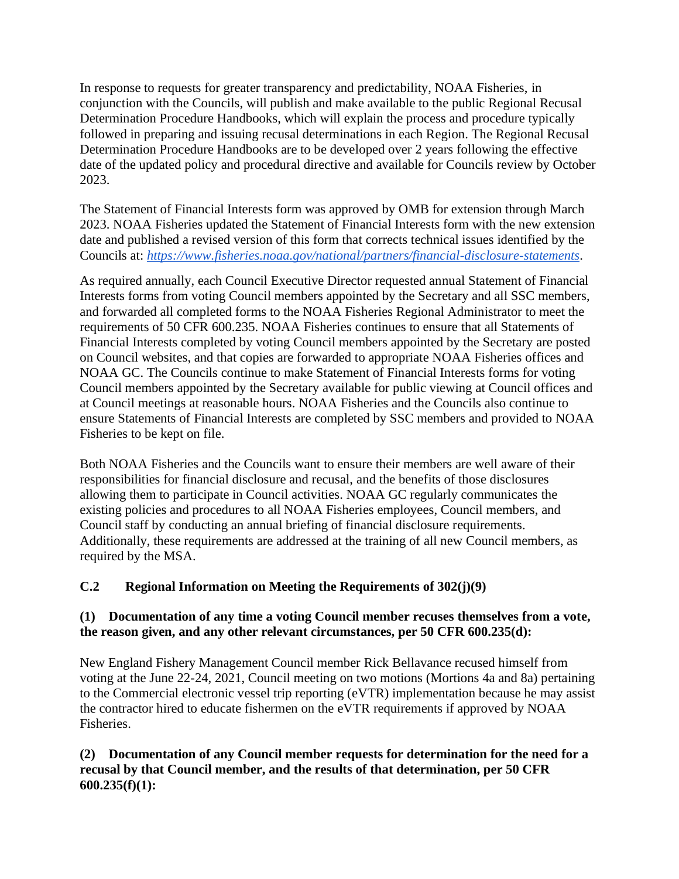In response to requests for greater transparency and predictability, NOAA Fisheries, in conjunction with the Councils, will publish and make available to the public Regional Recusal Determination Procedure Handbooks, which will explain the process and procedure typically followed in preparing and issuing recusal determinations in each Region. The Regional Recusal Determination Procedure Handbooks are to be developed over 2 years following the effective date of the updated policy and procedural directive and available for Councils review by October 2023.

The Statement of Financial Interests form was approved by OMB for extension through March 2023. NOAA Fisheries updated the Statement of Financial Interests form with the new extension date and published a revised version of this form that corrects technical issues identified by the Councils at: *https://www.fisheries.noaa.gov/national/partners/financial-disclosure-statements*.

As required annually, each Council Executive Director requested annual Statement of Financial Interests forms from voting Council members appointed by the Secretary and all SSC members, and forwarded all completed forms to the NOAA Fisheries Regional Administrator to meet the requirements of 50 CFR 600.235. NOAA Fisheries continues to ensure that all Statements of Financial Interests completed by voting Council members appointed by the Secretary are posted on Council websites, and that copies are forwarded to appropriate NOAA Fisheries offices and NOAA GC. The Councils continue to make Statement of Financial Interests forms for voting Council members appointed by the Secretary available for public viewing at Council offices and at Council meetings at reasonable hours. NOAA Fisheries and the Councils also continue to ensure Statements of Financial Interests are completed by SSC members and provided to NOAA Fisheries to be kept on file.

Both NOAA Fisheries and the Councils want to ensure their members are well aware of their responsibilities for financial disclosure and recusal, and the benefits of those disclosures allowing them to participate in Council activities. NOAA GC regularly communicates the existing policies and procedures to all NOAA Fisheries employees, Council members, and Council staff by conducting an annual briefing of financial disclosure requirements. Additionally, these requirements are addressed at the training of all new Council members, as required by the MSA.

### C.2 Regional Information on Meeting the Requirements of 302(j)(9)

**(1) Documentation of any time a voting Council member recuses themselves from a vote, the reason given, and any other relevant circumstances, per 50 CFR 600.235(d):**

New England Fishery Management Council member Rick Bellavance recused himself from voting at the June 22-24, 2021, Council meeting on two motions (Mortions 4a and 8a) pertaining to the Commercial electronic vessel trip reporting (eVTR) implementation because he may assist the contractor hired to educate fishermen on the eVTR requirements if approved by NOAA Fisheries.

**(2) Documentation of any Council member requests for determination for the need for a recusal by that Council member, and the results of that determination, per 50 CFR 600.235(f)(1):**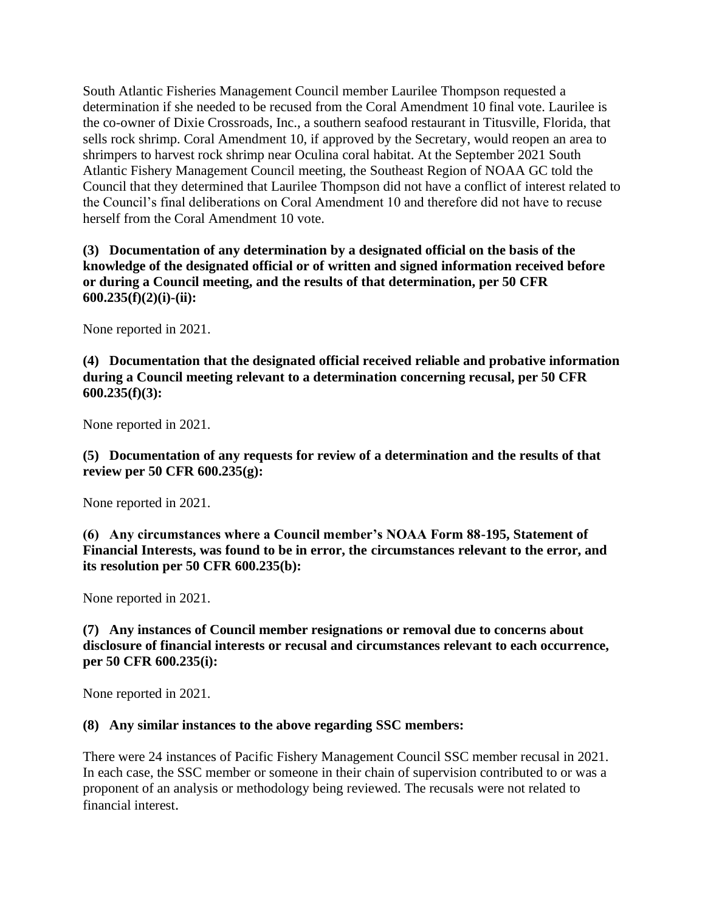South Atlantic Fisheries Management Council member Laurilee Thompson requested a determination if she needed to be recused from the Coral Amendment 10 final vote. Laurilee is the co-owner of Dixie Crossroads, Inc., a southern seafood restaurant in Titusville, Florida, that sells rock shrimp. Coral Amendment 10, if approved by the Secretary, would reopen an area to shrimpers to harvest rock shrimp near Oculina coral habitat. At the September 2021 South Atlantic Fishery Management Council meeting, the Southeast Region of NOAA GC told the Council that they determined that Laurilee Thompson did not have a conflict of interest related to the Council's final deliberations on Coral Amendment 10 and therefore did not have to recuse herself from the Coral Amendment 10 vote.

**(3) Documentation of any determination by a designated official on the basis of the knowledge of the designated official or of written and signed information received before or during a Council meeting, and the results of that determination, per 50 CFR 600.235(f)(2)(i)-(ii):**

None reported in 2021.

**(4) Documentation that the designated official received reliable and probative information during a Council meeting relevant to a determination concerning recusal, per 50 CFR 600.235(f)(3):**

None reported in 2021.

**(5) Documentation of any requests for review of a determination and the results of that review per 50 CFR 600.235(g):**

None reported in 2021.

**(6) Any circumstances where a Council member's NOAA Form 88-195, Statement of Financial Interests, was found to be in error, the circumstances relevant to the error, and its resolution per 50 CFR 600.235(b):**

None reported in 2021.

**(7) Any instances of Council member resignations or removal due to concerns about disclosure of financial interests or recusal and circumstances relevant to each occurrence, per 50 CFR 600.235(i):**

None reported in 2021.

**(8) Any similar instances to the above regarding SSC members:**

There were 24 instances of Pacific Fishery Management Council SSC member recusal in 2021. In each case, the SSC member or someone in their chain of supervision contributed to or was a proponent of an analysis or methodology being reviewed. The recusals were not related to financial interest.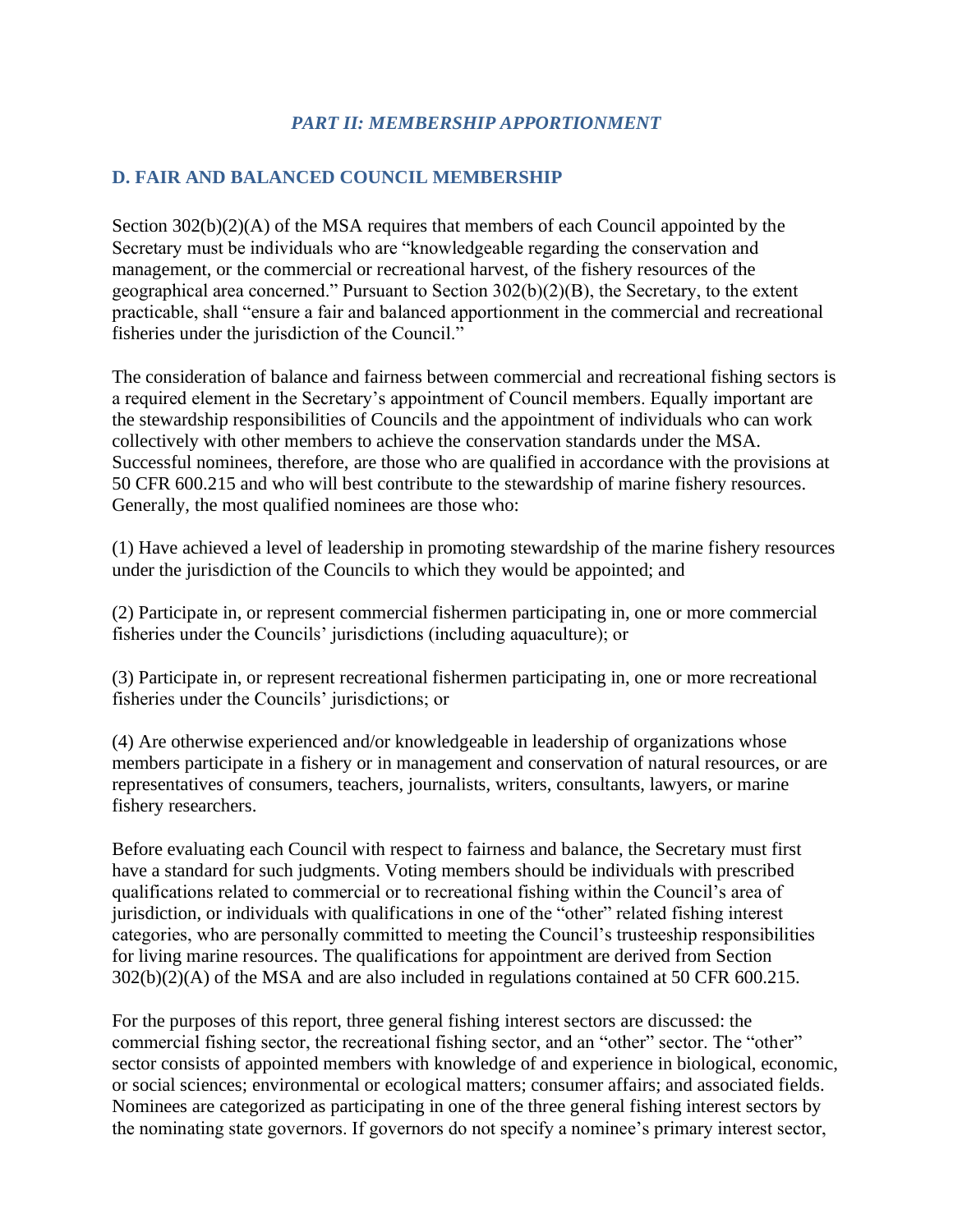## *PART II: MEMBERSHIP APPORTIONMENT*

## D. FAIR AND BALANCED COUNCIL MEMBERSHIP

Section 302(b)(2)(A) of the MSA requires that members of each Council appointed by the Secretary must be individuals who are "knowledgeable regarding the conservation and management, or the commercial or recreational harvest, of the fishery resources of the geographical area concerned." Pursuant to Section 302(b)(2)(B), the Secretary, to the extent practicable, shall "ensure a fair and balanced apportionment in the commercial and recreational fisheries under the jurisdiction of the Council."

The consideration of balance and fairness between commercial and recreational fishing sectors is a required element in the Secretary's appointment of Council members. Equally important are the stewardship responsibilities of Councils and the appointment of individuals who can work collectively with other members to achieve the conservation standards under the MSA. Successful nominees, therefore, are those who are qualified in accordance with the provisions at 50 CFR 600.215 and who will best contribute to the stewardship of marine fishery resources. Generally, the most qualified nominees are those who:

(1) Have achieved a level of leadership in promoting stewardship of the marine fishery resources under the jurisdiction of the Councils to which they would be appointed; and

(2) Participate in, or represent commercial fishermen participating in, one or more commercial fisheries under the Councils' jurisdictions (including aquaculture); or

(3) Participate in, or represent recreational fishermen participating in, one or more recreational fisheries under the Councils' jurisdictions; or

(4) Are otherwise experienced and/or knowledgeable in leadership of organizations whose members participate in a fishery or in management and conservation of natural resources, or are representatives of consumers, teachers, journalists, writers, consultants, lawyers, or marine fishery researchers.

Before evaluating each Council with respect to fairness and balance, the Secretary must first have a standard for such judgments. Voting members should be individuals with prescribed qualifications related to commercial or to recreational fishing within the Council's area of jurisdiction, or individuals with qualifications in one of the "other" related fishing interest categories, who are personally committed to meeting the Council's trusteeship responsibilities for living marine resources. The qualifications for appointment are derived from Section 302(b)(2)(A) of the MSA and are also included in regulations contained at 50 CFR 600.215.

For the purposes of this report, three general fishing interest sectors are discussed: the commercial fishing sector, the recreational fishing sector, and an "other" sector. The "other" sector consists of appointed members with knowledge of and experience in biological, economic, or social sciences; environmental or ecological matters; consumer affairs; and associated fields. Nominees are categorized as participating in one of the three general fishing interest sectors by the nominating state governors. If governors do not specify a nominee's primary interest sector,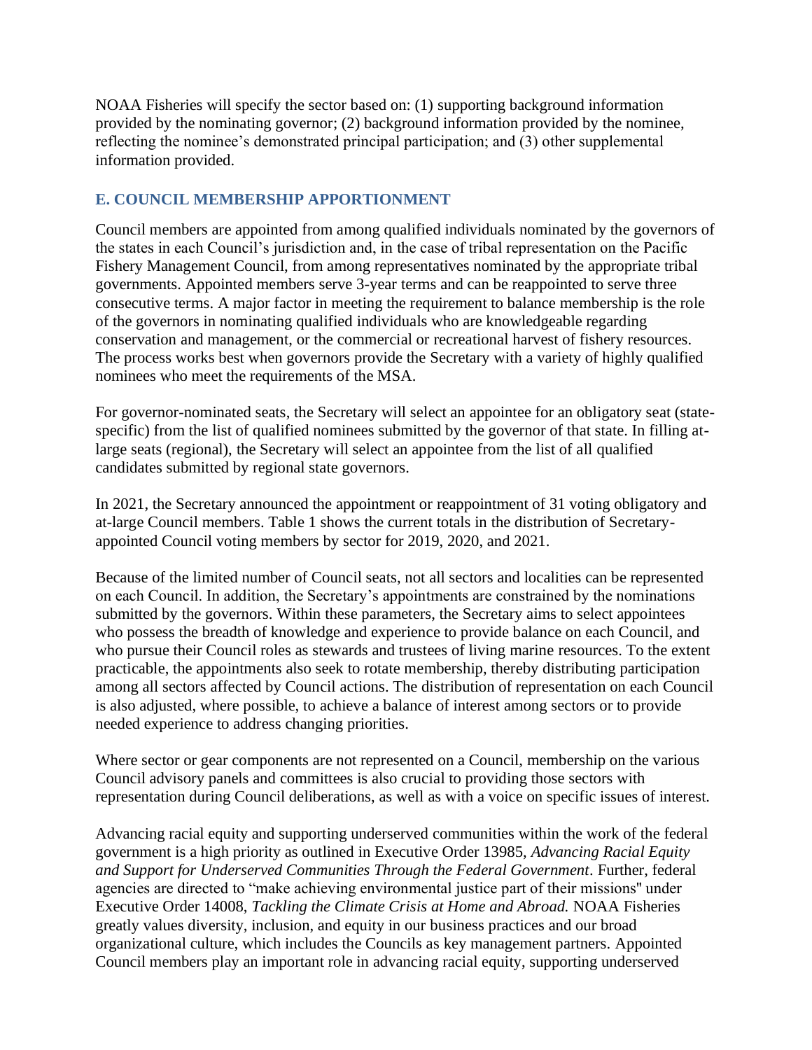NOAA Fisheries will specify the sector based on: (1) supporting background information provided by the nominating governor; (2) background information provided by the nominee, reflecting the nominee's demonstrated principal participation; and (3) other supplemental information provided.

## E. COUNCIL MEMBERSHIP APPORTIONMENT

Council members are appointed from among qualified individuals nominated by the governors of the states in each Council's jurisdiction and, in the case of tribal representation on the Pacific Fishery Management Council, from among representatives nominated by the appropriate tribal governments. Appointed members serve 3-year terms and can be reappointed to serve three consecutive terms. A major factor in meeting the requirement to balance membership is the role of the governors in nominating qualified individuals who are knowledgeable regarding conservation and management, or the commercial or recreational harvest of fishery resources. The process works best when governors provide the Secretary with a variety of highly qualified nominees who meet the requirements of the MSA.

For governor-nominated seats, the Secretary will select an appointee for an obligatory seat (state-specific) from the list of qualified nominees submitted by the governor of that state. In filling at-large seats (regional), the Secretary will select an appointee from the list of all qualified candidates submitted by regional state governors.

In 2021, the Secretary announced the appointment or reappointment of 31 voting obligatory and at-large Council members. Table 1 shows the current totals in the distribution of Secretary-appointed Council voting members by sector for 2019, 2020, and 2021.

Because of the limited number of Council seats, not all sectors and localities can be represented on each Council. In addition, the Secretary's appointments are constrained by the nominations submitted by the governors. Within these parameters, the Secretary aims to select appointees who possess the breadth of knowledge and experience to provide balance on each Council, and who pursue their Council roles as stewards and trustees of living marine resources. To the extent practicable, the appointments also seek to rotate membership, thereby distributing participation among all sectors affected by Council actions. The distribution of representation on each Council is also adjusted, where possible, to achieve a balance of interest among sectors or to provide needed experience to address changing priorities.

Where sector or gear components are not represented on a Council, membership on the various Council advisory panels and committees is also crucial to providing those sectors with representation during Council deliberations, as well as with a voice on specific issues of interest.

Advancing racial equity and supporting underserved communities within the work of the federal government is a high priority as outlined in Executive Order 13985, *Advancing Racial Equity and Support for Underserved Communities Through the Federal Government*. Further, federal agencies are directed to "make achieving environmental justice part of their missions" under Executive Order 14008, *Tackling the Climate Crisis at Home and Abroad.* NOAA Fisheries greatly values diversity, inclusion, and equity in our business practices and our broad organizational culture, which includes the Councils as key management partners. Appointed Council members play an important role in advancing racial equity, supporting underserved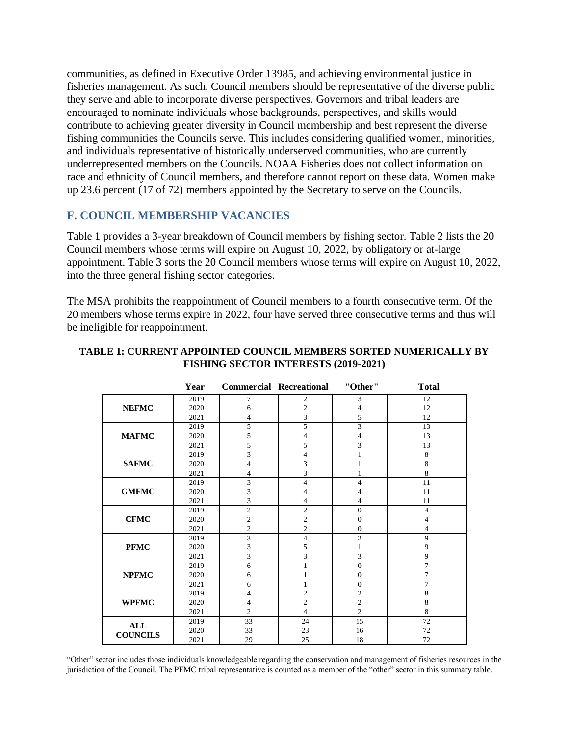communities, as defined in Executive Order 13985, and achieving environmental justice in fisheries management. As such, Council members should be representative of the diverse public they serve and able to incorporate diverse perspectives. Governors and tribal leaders are encouraged to nominate individuals whose backgrounds, perspectives, and skills would contribute to achieving greater diversity in Council membership and best represent the diverse fishing communities the Councils serve. This includes considering qualified women, minorities, and individuals representative of historically underserved communities, who are currently underrepresented members on the Councils. NOAA Fisheries does not collect information on race and ethnicity of Council members, and therefore cannot report on these data. Women make up 23.6 percent (17 of 72) members appointed by the Secretary to serve on the Councils.

## F. COUNCIL MEMBERSHIP VACANCIES

Table 1 provides a 3-year breakdown of Council members by fishing sector. Table 2 lists the 20 Council members whose terms will expire on August 10, 2022, by obligatory or at-large appointment. Table 3 sorts the 20 Council members whose terms will expire on August 10, 2022, into the three general fishing sector categories.

The MSA prohibits the reappointment of Council members to a fourth consecutive term. Of the 20 members whose terms expire in 2022, four have served three consecutive terms and thus will be ineligible for reappointment.

**TABLE 1: CURRENT APPOINTED COUNCIL MEMBERS SORTED NUMERICALLY BY FISHING SECTOR INTERESTS (2019-2021)**

| | Year | Commercial | Recreational | "Other" | Total |
|---|---|---|---|---|---|
| **NEFMC** | 2019 | 7 | 2 | 3 | 12 |
| | 2020 | 6 | 2 | 4 | 12 |
| | 2021 | 4 | 3 | 5 | 12 |
| **MAFMC** | 2019 | 5 | 5 | 3 | 13 |
| | 2020 | 5 | 4 | 4 | 13 |
| | 2021 | 5 | 5 | 3 | 13 |
| **SAFMC** | 2019 | 3 | 4 | 1 | 8 |
| | 2020 | 4 | 3 | 1 | 8 |
| | 2021 | 4 | 3 | 1 | 8 |
| **GMFMC** | 2019 | 3 | 4 | 4 | 11 |
| | 2020 | 3 | 4 | 4 | 11 |
| | 2021 | 3 | 4 | 4 | 11 |
| **CFMC** | 2019 | 2 | 2 | 0 | 4 |
| | 2020 | 2 | 2 | 0 | 4 |
| | 2021 | 2 | 2 | 0 | 4 |
| **PFMC** | 2019 | 3 | 4 | 2 | 9 |
| | 2020 | 3 | 5 | 1 | 9 |
| | 2021 | 3 | 3 | 3 | 9 |
| **NPFMC** | 2019 | 6 | 1 | 0 | 7 |
| | 2020 | 6 | 1 | 0 | 7 |
| | 2021 | 6 | 1 | 0 | 7 |
| **WPFMC** | 2019 | 4 | 2 | 2 | 8 |
| | 2020 | 4 | 2 | 2 | 8 |
| | 2021 | 2 | 4 | 2 | 8 |
| **ALL COUNCILS** | 2019 | 33 | 24 | 15 | 72 |
| | 2020 | 33 | 23 | 16 | 72 |
| | 2021 | 29 | 25 | 18 | 72 |

"Other" sector includes those individuals knowledgeable regarding the conservation and management of fisheries resources in the jurisdiction of the Council. The PFMC tribal representative is counted as a member of the "other" sector in this summary table.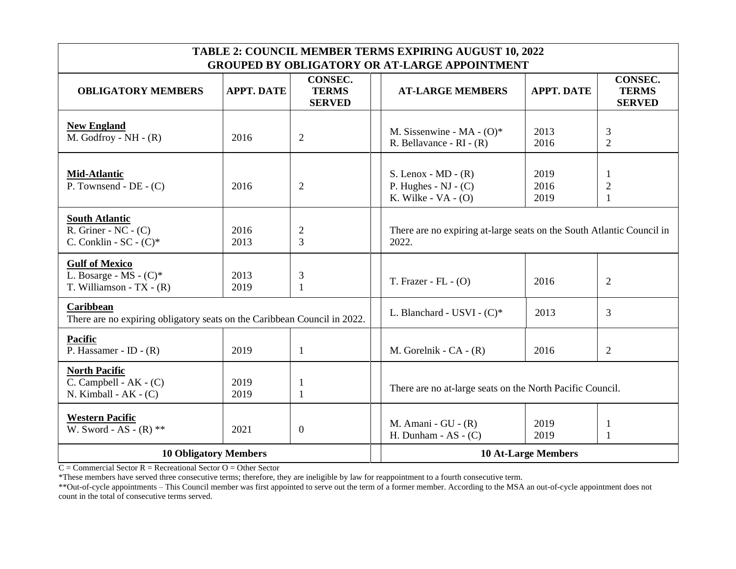| TABLE 2: COUNCIL MEMBER TERMS EXPIRING AUGUST 10, 2022 GROUPED BY OBLIGATORY OR AT-LARGE APPOINTMENT | | | | | |
|---|---|---|---|---|---|
| **OBLIGATORY MEMBERS** | **APPT. DATE** | **CONSEC. TERMS SERVED** | **AT-LARGE MEMBERS** | **APPT. DATE** | **CONSEC. TERMS SERVED** |
| **New England**<br>M. Godfroy - NH - (R) | 2016 | 2 | M. Sissenwine - MA - (O)*<br>R. Bellavance - RI - (R) | 2013<br>2016 | 3<br>2 |
| **Mid-Atlantic**<br>P. Townsend - DE - (C) | 2016 | 2 | S. Lenox - MD - (R)<br>P. Hughes - NJ - (C)<br>K. Wilke - VA - (O) | 2019<br>2016<br>2019 | 1<br>2<br>1 |
| **South Atlantic**<br>R. Griner - NC - (C)<br>C. Conklin - SC - (C)* | 2016<br>2013 | 2<br>3 | There are no expiring at-large seats on the South Atlantic Council in 2022. | | |
| **Gulf of Mexico**<br>L. Bosarge - MS - (C)*<br>T. Williamson - TX - (R) | 2013<br>2019 | 3<br>1 | T. Frazer - FL - (O) | 2016 | 2 |
| **Caribbean**<br>There are no expiring obligatory seats on the Caribbean Council in 2022. | | | L. Blanchard - USVI - (C)* | 2013 | 3 |
| **Pacific**<br>P. Hassamer - ID - (R) | 2019 | 1 | M. Gorelnik - CA - (R) | 2016 | 2 |
| **North Pacific**<br>C. Campbell - AK - (C)<br>N. Kimball - AK - (C) | 2019<br>2019 | 1<br>1 | There are no at-large seats on the North Pacific Council. | | |
| **Western Pacific**<br>W. Sword - AS - (R) ** | 2021 | 0 | M. Amani - GU - (R)<br>H. Dunham - AS - (C) | 2019<br>2019 | 1<br>1 |
| **10 Obligatory Members** | | | **10 At-Large Members** | | |

C = Commercial Sector R = Recreational Sector O = Other Sector

*These members have served three consecutive terms; therefore, they are ineligible by law for reappointment to a fourth consecutive term.

**Out-of-cycle appointments – This Council member was first appointed to serve out the term of a former member. According to the MSA an out-of-cycle appointment does not count in the total of consecutive terms served.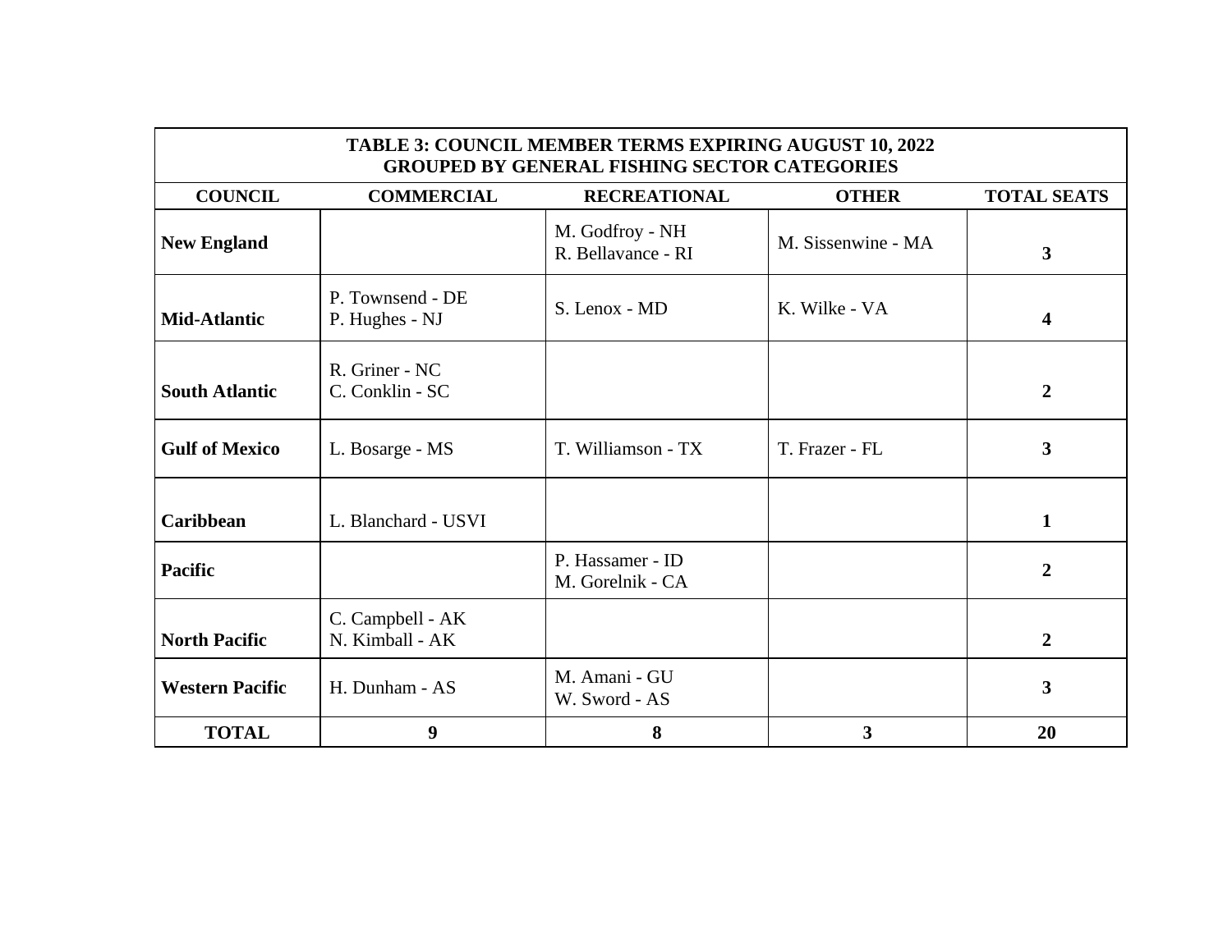| TABLE 3: COUNCIL MEMBER TERMS EXPIRING AUGUST 10, 2022<br>GROUPED BY GENERAL FISHING SECTOR CATEGORIES | | | | |
|---|---|---|---|---|
| **COUNCIL** | **COMMERCIAL** | **RECREATIONAL** | **OTHER** | **TOTAL SEATS** |
| **New England** | | M. Godfroy - NH<br>R. Bellavance - RI | M. Sissenwine - MA | **3** |
| **Mid-Atlantic** | P. Townsend - DE<br>P. Hughes - NJ | S. Lenox - MD | K. Wilke - VA | **4** |
| **South Atlantic** | R. Griner - NC<br>C. Conklin - SC | | | **2** |
| **Gulf of Mexico** | L. Bosarge - MS | T. Williamson - TX | T. Frazer - FL | **3** |
| **Caribbean** | L. Blanchard - USVI | | | **1** |
| **Pacific** | | P. Hassamer - ID<br>M. Gorelnik - CA | | **2** |
| **North Pacific** | C. Campbell - AK<br>N. Kimball - AK | | | **2** |
| **Western Pacific** | H. Dunham - AS | M. Amani - GU<br>W. Sword - AS | | **3** |
| **TOTAL** | **9** | **8** | **3** | **20** |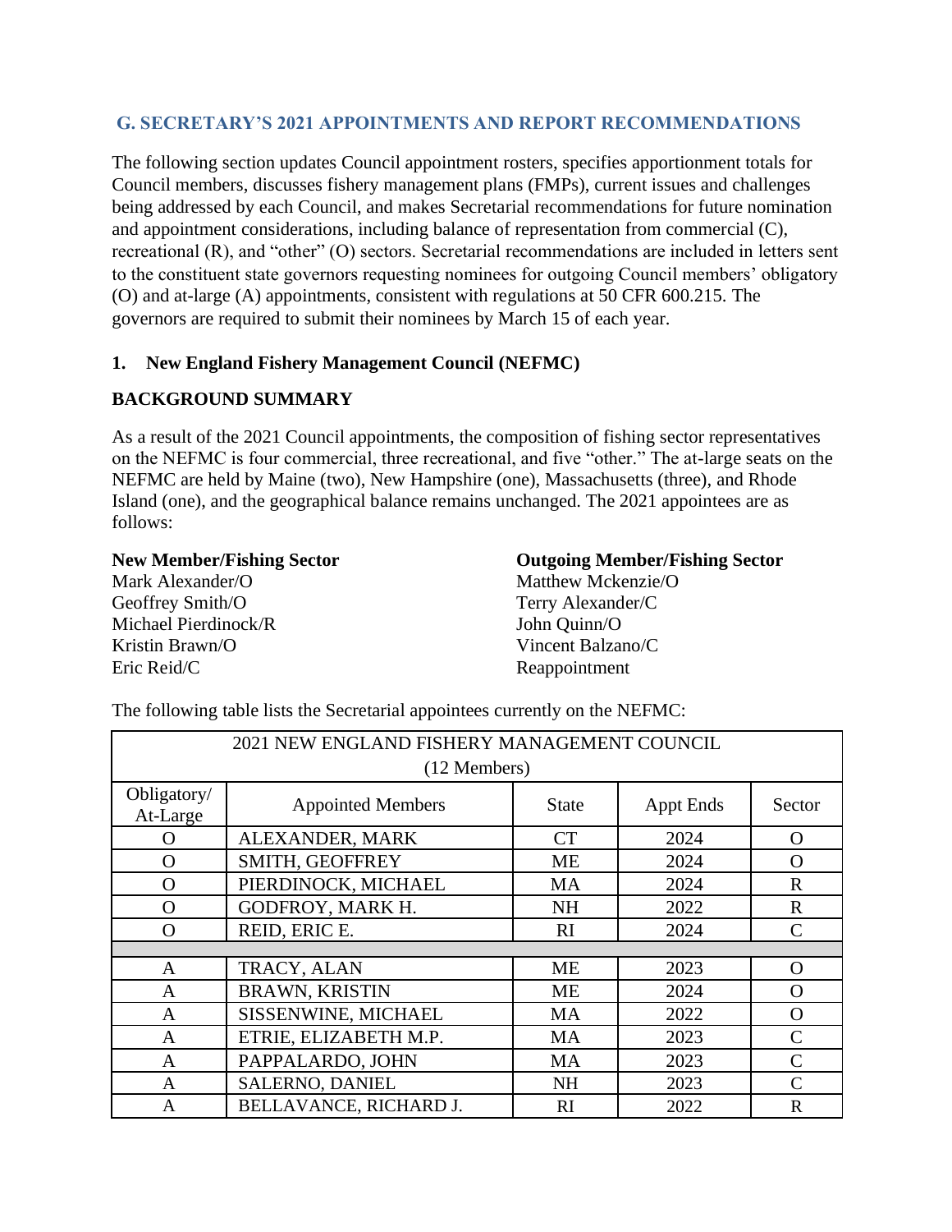## G. SECRETARY'S 2021 APPOINTMENTS AND REPORT RECOMMENDATIONS

The following section updates Council appointment rosters, specifies apportionment totals for Council members, discusses fishery management plans (FMPs), current issues and challenges being addressed by each Council, and makes Secretarial recommendations for future nomination and appointment considerations, including balance of representation from commercial (C), recreational (R), and "other" (O) sectors. Secretarial recommendations are included in letters sent to the constituent state governors requesting nominees for outgoing Council members' obligatory (O) and at-large (A) appointments, consistent with regulations at 50 CFR 600.215. The governors are required to submit their nominees by March 15 of each year.

### 1. New England Fishery Management Council (NEFMC)

**BACKGROUND SUMMARY**

As a result of the 2021 Council appointments, the composition of fishing sector representatives on the NEFMC is four commercial, three recreational, and five "other." The at-large seats on the NEFMC are held by Maine (two), New Hampshire (one), Massachusetts (three), and Rhode Island (one), and the geographical balance remains unchanged. The 2021 appointees are as follows:

| New Member/Fishing Sector | Outgoing Member/Fishing Sector |
|---|---|
| Mark Alexander/O | Matthew Mckenzie/O |
| Geoffrey Smith/O | Terry Alexander/C |
| Michael Pierdinock/R | John Quinn/O |
| Kristin Brawn/O | Vincent Balzano/C |
| Eric Reid/C | Reappointment |

The following table lists the Secretarial appointees currently on the NEFMC:

| 2021 NEW ENGLAND FISHERY MANAGEMENT COUNCIL (12 Members) | | | | |
|---|---|---|---|---|
| Obligatory/ At-Large | Appointed Members | State | Appt Ends | Sector |
| O | ALEXANDER, MARK | CT | 2024 | O |
| O | SMITH, GEOFFREY | ME | 2024 | O |
| O | PIERDINOCK, MICHAEL | MA | 2024 | R |
| O | GODFROY, MARK H. | NH | 2022 | R |
| O | REID, ERIC E. | RI | 2024 | C |
| | | | | |
| A | TRACY, ALAN | ME | 2023 | O |
| A | BRAWN, KRISTIN | ME | 2024 | O |
| A | SISSENWINE, MICHAEL | MA | 2022 | O |
| A | ETRIE, ELIZABETH M.P. | MA | 2023 | C |
| A | PAPPALARDO, JOHN | MA | 2023 | C |
| A | SALERNO, DANIEL | NH | 2023 | C |
| A | BELLAVANCE, RICHARD J. | RI | 2022 | R |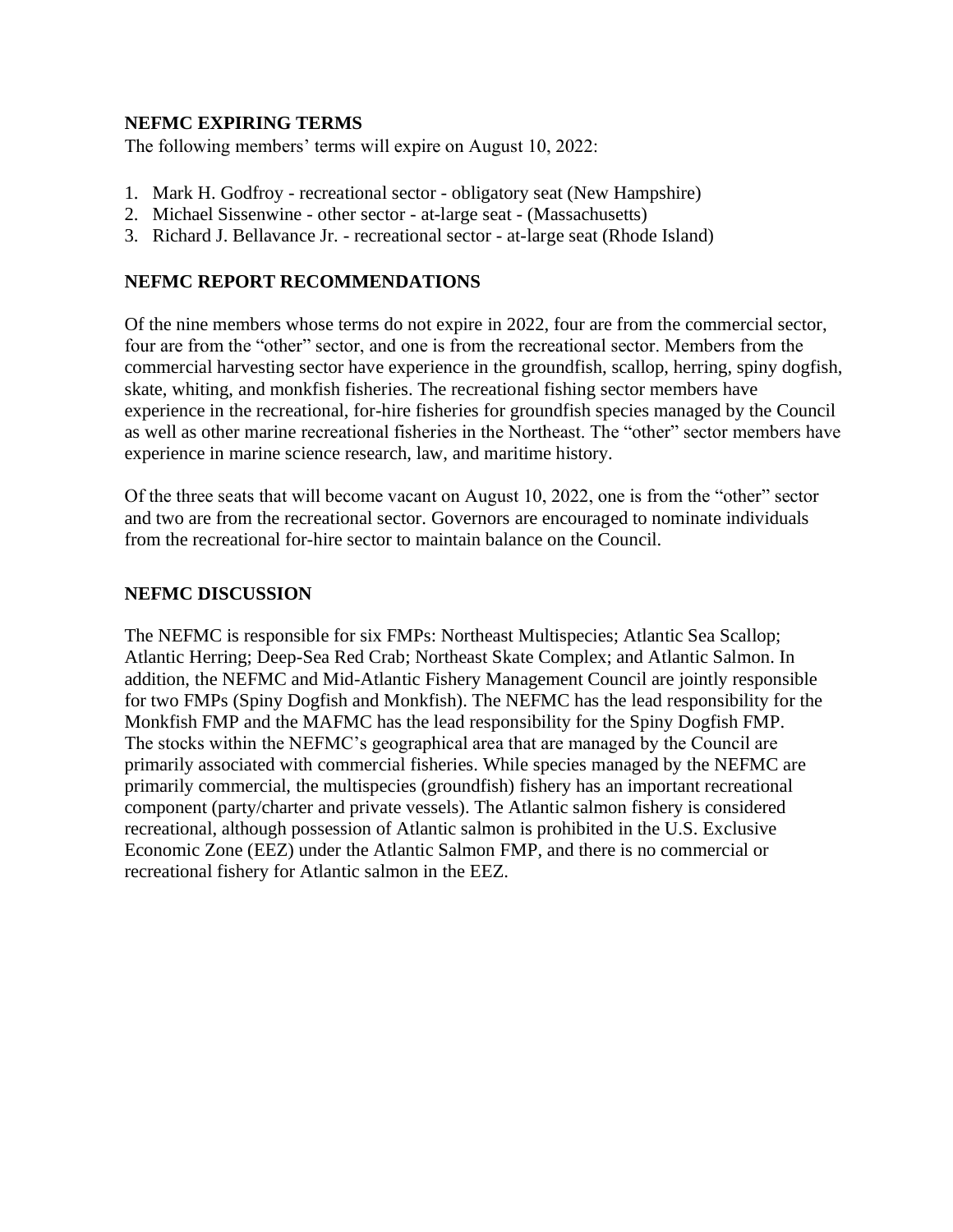## NEFMC EXPIRING TERMS

The following members' terms will expire on August 10, 2022:

1. Mark H. Godfroy - recreational sector - obligatory seat (New Hampshire)
2. Michael Sissenwine - other sector - at-large seat - (Massachusetts)
3. Richard J. Bellavance Jr. - recreational sector - at-large seat (Rhode Island)

## NEFMC REPORT RECOMMENDATIONS

Of the nine members whose terms do not expire in 2022, four are from the commercial sector, four are from the "other" sector, and one is from the recreational sector. Members from the commercial harvesting sector have experience in the groundfish, scallop, herring, spiny dogfish, skate, whiting, and monkfish fisheries. The recreational fishing sector members have experience in the recreational, for-hire fisheries for groundfish species managed by the Council as well as other marine recreational fisheries in the Northeast. The "other" sector members have experience in marine science research, law, and maritime history.

Of the three seats that will become vacant on August 10, 2022, one is from the "other" sector and two are from the recreational sector. Governors are encouraged to nominate individuals from the recreational for-hire sector to maintain balance on the Council.

## NEFMC DISCUSSION

The NEFMC is responsible for six FMPs: Northeast Multispecies; Atlantic Sea Scallop; Atlantic Herring; Deep-Sea Red Crab; Northeast Skate Complex; and Atlantic Salmon. In addition, the NEFMC and Mid-Atlantic Fishery Management Council are jointly responsible for two FMPs (Spiny Dogfish and Monkfish). The NEFMC has the lead responsibility for the Monkfish FMP and the MAFMC has the lead responsibility for the Spiny Dogfish FMP. The stocks within the NEFMC's geographical area that are managed by the Council are primarily associated with commercial fisheries. While species managed by the NEFMC are primarily commercial, the multispecies (groundfish) fishery has an important recreational component (party/charter and private vessels). The Atlantic salmon fishery is considered recreational, although possession of Atlantic salmon is prohibited in the U.S. Exclusive Economic Zone (EEZ) under the Atlantic Salmon FMP, and there is no commercial or recreational fishery for Atlantic salmon in the EEZ.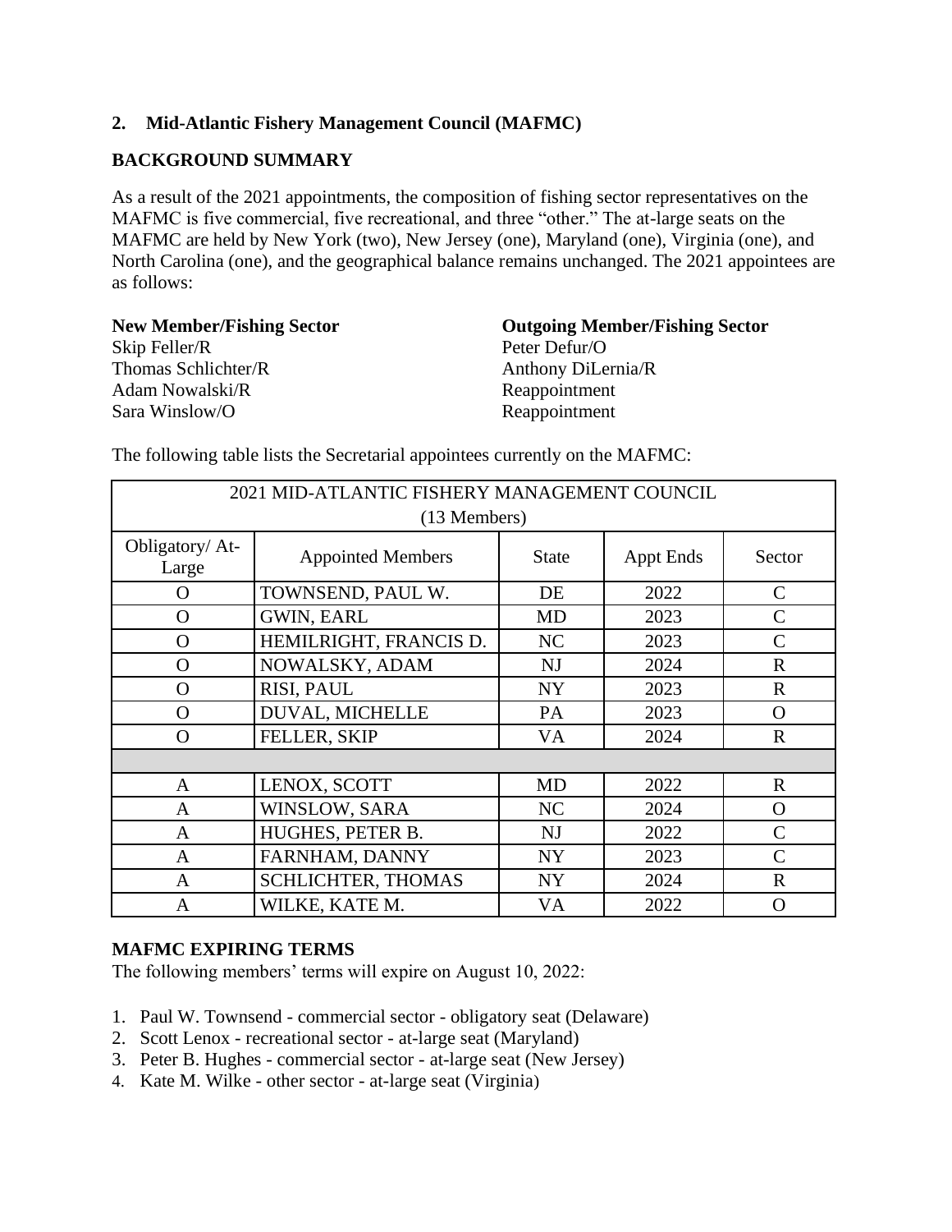## 2. Mid-Atlantic Fishery Management Council (MAFMC)

### BACKGROUND SUMMARY

As a result of the 2021 appointments, the composition of fishing sector representatives on the MAFMC is five commercial, five recreational, and three "other." The at-large seats on the MAFMC are held by New York (two), New Jersey (one), Maryland (one), Virginia (one), and North Carolina (one), and the geographical balance remains unchanged. The 2021 appointees are as follows:

| New Member/Fishing Sector | Outgoing Member/Fishing Sector |
|---|---|
| Skip Feller/R | Peter Defur/O |
| Thomas Schlichter/R | Anthony DiLernia/R |
| Adam Nowalski/R | Reappointment |
| Sara Winslow/O | Reappointment |

The following table lists the Secretarial appointees currently on the MAFMC:

| 2021 MID-ATLANTIC FISHERY MANAGEMENT COUNCIL (13 Members) | | | | |
|---|---|---|---|---|
| Obligatory/ At-Large | Appointed Members | State | Appt Ends | Sector |
| O | TOWNSEND, PAUL W. | DE | 2022 | C |
| O | GWIN, EARL | MD | 2023 | C |
| O | HEMILRIGHT, FRANCIS D. | NC | 2023 | C |
| O | NOWALSKY, ADAM | NJ | 2024 | R |
| O | RISI, PAUL | NY | 2023 | R |
| O | DUVAL, MICHELLE | PA | 2023 | O |
| O | FELLER, SKIP | VA | 2024 | R |
| | | | | |
| A | LENOX, SCOTT | MD | 2022 | R |
| A | WINSLOW, SARA | NC | 2024 | O |
| A | HUGHES, PETER B. | NJ | 2022 | C |
| A | FARNHAM, DANNY | NY | 2023 | C |
| A | SCHLICHTER, THOMAS | NY | 2024 | R |
| A | WILKE, KATE M. | VA | 2022 | O |

### MAFMC EXPIRING TERMS

The following members' terms will expire on August 10, 2022:

1. Paul W. Townsend - commercial sector - obligatory seat (Delaware)
2. Scott Lenox - recreational sector - at-large seat (Maryland)
3. Peter B. Hughes - commercial sector - at-large seat (New Jersey)
4. Kate M. Wilke - other sector - at-large seat (Virginia)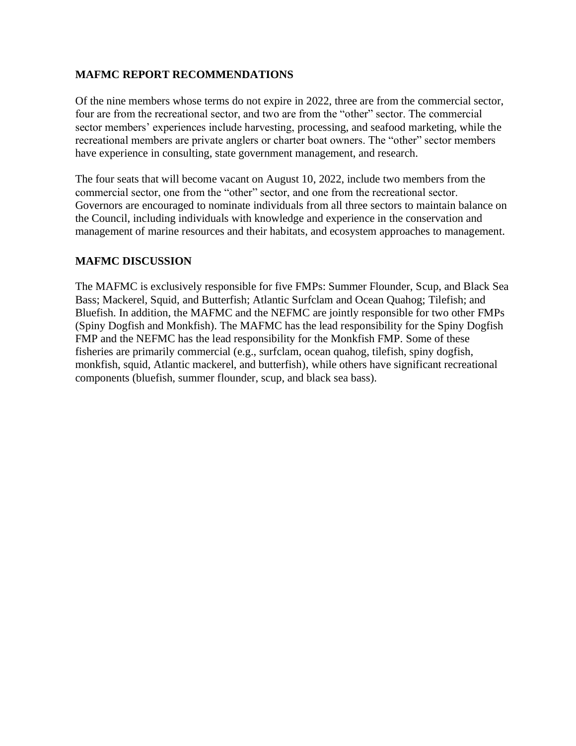## MAFMC REPORT RECOMMENDATIONS

Of the nine members whose terms do not expire in 2022, three are from the commercial sector, four are from the recreational sector, and two are from the "other" sector. The commercial sector members' experiences include harvesting, processing, and seafood marketing, while the recreational members are private anglers or charter boat owners. The "other" sector members have experience in consulting, state government management, and research.

The four seats that will become vacant on August 10, 2022, include two members from the commercial sector, one from the "other" sector, and one from the recreational sector. Governors are encouraged to nominate individuals from all three sectors to maintain balance on the Council, including individuals with knowledge and experience in the conservation and management of marine resources and their habitats, and ecosystem approaches to management.

## MAFMC DISCUSSION

The MAFMC is exclusively responsible for five FMPs: Summer Flounder, Scup, and Black Sea Bass; Mackerel, Squid, and Butterfish; Atlantic Surfclam and Ocean Quahog; Tilefish; and Bluefish. In addition, the MAFMC and the NEFMC are jointly responsible for two other FMPs (Spiny Dogfish and Monkfish). The MAFMC has the lead responsibility for the Spiny Dogfish FMP and the NEFMC has the lead responsibility for the Monkfish FMP. Some of these fisheries are primarily commercial (e.g., surfclam, ocean quahog, tilefish, spiny dogfish, monkfish, squid, Atlantic mackerel, and butterfish), while others have significant recreational components (bluefish, summer flounder, scup, and black sea bass).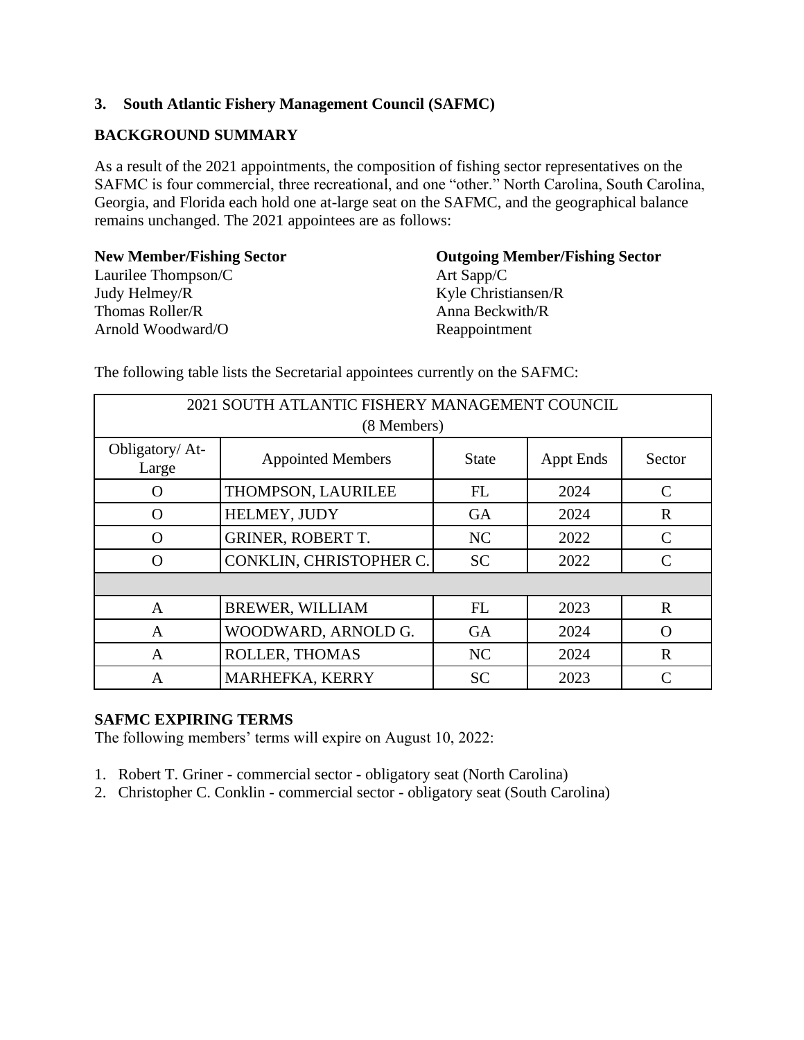### 3. South Atlantic Fishery Management Council (SAFMC)

**BACKGROUND SUMMARY**

As a result of the 2021 appointments, the composition of fishing sector representatives on the SAFMC is four commercial, three recreational, and one "other." North Carolina, South Carolina, Georgia, and Florida each hold one at-large seat on the SAFMC, and the geographical balance remains unchanged. The 2021 appointees are as follows:

| **New Member/Fishing Sector** | **Outgoing Member/Fishing Sector** |
| --- | --- |
| Laurilee Thompson/C | Art Sapp/C |
| Judy Helmey/R | Kyle Christiansen/R |
| Thomas Roller/R | Anna Beckwith/R |
| Arnold Woodward/O | Reappointment |

The following table lists the Secretarial appointees currently on the SAFMC:

| 2021 SOUTH ATLANTIC FISHERY MANAGEMENT COUNCIL (8 Members) | | | | |
| --- | --- | --- | --- | --- |
| Obligatory/ At-Large | Appointed Members | State | Appt Ends | Sector |
| O | THOMPSON, LAURILEE | FL | 2024 | C |
| O | HELMEY, JUDY | GA | 2024 | R |
| O | GRINER, ROBERT T. | NC | 2022 | C |
| O | CONKLIN, CHRISTOPHER C. | SC | 2022 | C |
| | | | | |
| A | BREWER, WILLIAM | FL | 2023 | R |
| A | WOODWARD, ARNOLD G. | GA | 2024 | O |
| A | ROLLER, THOMAS | NC | 2024 | R |
| A | MARHEFKA, KERRY | SC | 2023 | C |

**SAFMC EXPIRING TERMS**

The following members' terms will expire on August 10, 2022:

1. Robert T. Griner - commercial sector - obligatory seat (North Carolina)
2. Christopher C. Conklin - commercial sector - obligatory seat (South Carolina)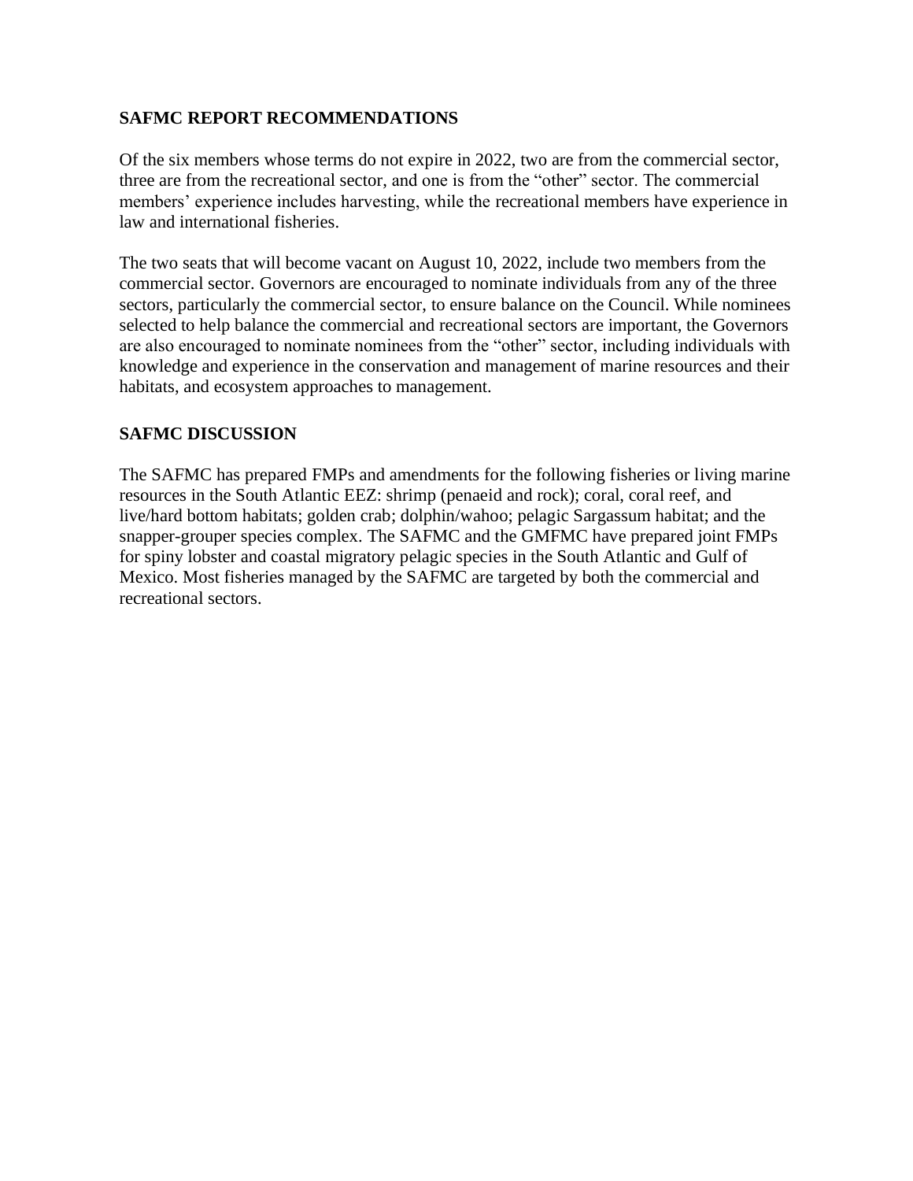**SAFMC REPORT RECOMMENDATIONS**

Of the six members whose terms do not expire in 2022, two are from the commercial sector, three are from the recreational sector, and one is from the "other" sector. The commercial members' experience includes harvesting, while the recreational members have experience in law and international fisheries.

The two seats that will become vacant on August 10, 2022, include two members from the commercial sector. Governors are encouraged to nominate individuals from any of the three sectors, particularly the commercial sector, to ensure balance on the Council. While nominees selected to help balance the commercial and recreational sectors are important, the Governors are also encouraged to nominate nominees from the "other" sector, including individuals with knowledge and experience in the conservation and management of marine resources and their habitats, and ecosystem approaches to management.

**SAFMC DISCUSSION**

The SAFMC has prepared FMPs and amendments for the following fisheries or living marine resources in the South Atlantic EEZ: shrimp (penaeid and rock); coral, coral reef, and live/hard bottom habitats; golden crab; dolphin/wahoo; pelagic Sargassum habitat; and the snapper-grouper species complex. The SAFMC and the GMFMC have prepared joint FMPs for spiny lobster and coastal migratory pelagic species in the South Atlantic and Gulf of Mexico. Most fisheries managed by the SAFMC are targeted by both the commercial and recreational sectors.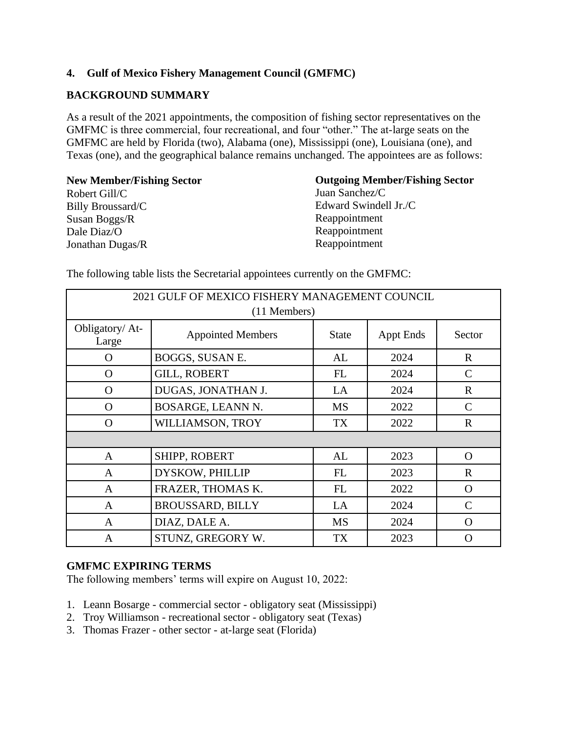## 4. Gulf of Mexico Fishery Management Council (GMFMC)

### BACKGROUND SUMMARY

As a result of the 2021 appointments, the composition of fishing sector representatives on the GMFMC is three commercial, four recreational, and four "other." The at-large seats on the GMFMC are held by Florida (two), Alabama (one), Mississippi (one), Louisiana (one), and Texas (one), and the geographical balance remains unchanged. The appointees are as follows:

| New Member/Fishing Sector | Outgoing Member/Fishing Sector |
|---|---|
| Robert Gill/C | Juan Sanchez/C |
| Billy Broussard/C | Edward Swindell Jr./C |
| Susan Boggs/R | Reappointment |
| Dale Diaz/O | Reappointment |
| Jonathan Dugas/R | Reappointment |

The following table lists the Secretarial appointees currently on the GMFMC:

| 2021 GULF OF MEXICO FISHERY MANAGEMENT COUNCIL (11 Members) | | | | |
|---|---|---|---|---|
| Obligatory/ At-Large | Appointed Members | State | Appt Ends | Sector |
| O | BOGGS, SUSAN E. | AL | 2024 | R |
| O | GILL, ROBERT | FL | 2024 | C |
| O | DUGAS, JONATHAN J. | LA | 2024 | R |
| O | BOSARGE, LEANN N. | MS | 2022 | C |
| O | WILLIAMSON, TROY | TX | 2022 | R |
| | | | | |
| A | SHIPP, ROBERT | AL | 2023 | O |
| A | DYSKOW, PHILLIP | FL | 2023 | R |
| A | FRAZER, THOMAS K. | FL | 2022 | O |
| A | BROUSSARD, BILLY | LA | 2024 | C |
| A | DIAZ, DALE A. | MS | 2024 | O |
| A | STUNZ, GREGORY W. | TX | 2023 | O |

### GMFMC EXPIRING TERMS

The following members' terms will expire on August 10, 2022:

1. Leann Bosarge - commercial sector - obligatory seat (Mississippi)
2. Troy Williamson - recreational sector - obligatory seat (Texas)
3. Thomas Frazer - other sector - at-large seat (Florida)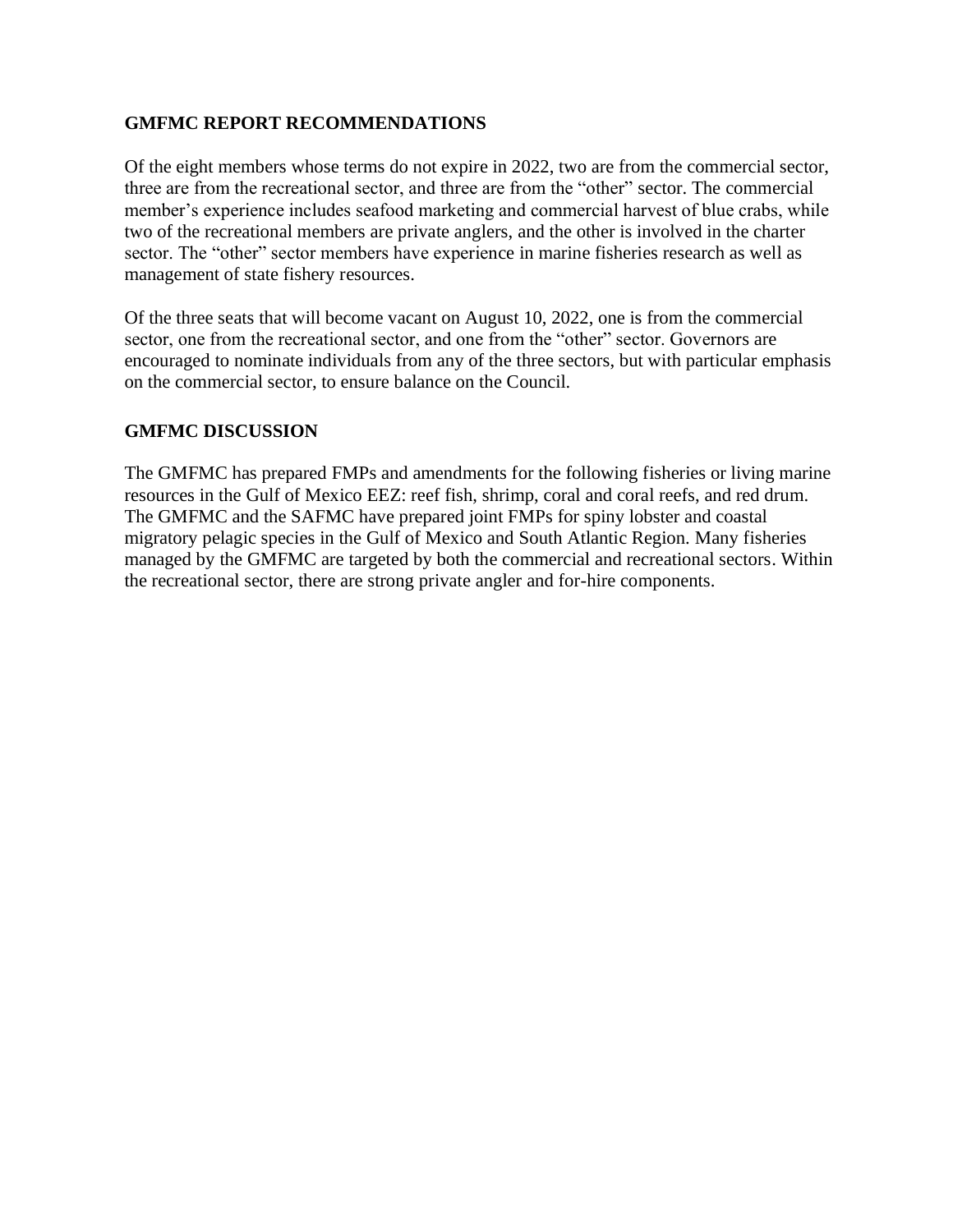## GMFMC REPORT RECOMMENDATIONS

Of the eight members whose terms do not expire in 2022, two are from the commercial sector, three are from the recreational sector, and three are from the "other" sector. The commercial member's experience includes seafood marketing and commercial harvest of blue crabs, while two of the recreational members are private anglers, and the other is involved in the charter sector. The "other" sector members have experience in marine fisheries research as well as management of state fishery resources.

Of the three seats that will become vacant on August 10, 2022, one is from the commercial sector, one from the recreational sector, and one from the "other" sector. Governors are encouraged to nominate individuals from any of the three sectors, but with particular emphasis on the commercial sector, to ensure balance on the Council.

## GMFMC DISCUSSION

The GMFMC has prepared FMPs and amendments for the following fisheries or living marine resources in the Gulf of Mexico EEZ: reef fish, shrimp, coral and coral reefs, and red drum. The GMFMC and the SAFMC have prepared joint FMPs for spiny lobster and coastal migratory pelagic species in the Gulf of Mexico and South Atlantic Region. Many fisheries managed by the GMFMC are targeted by both the commercial and recreational sectors. Within the recreational sector, there are strong private angler and for-hire components.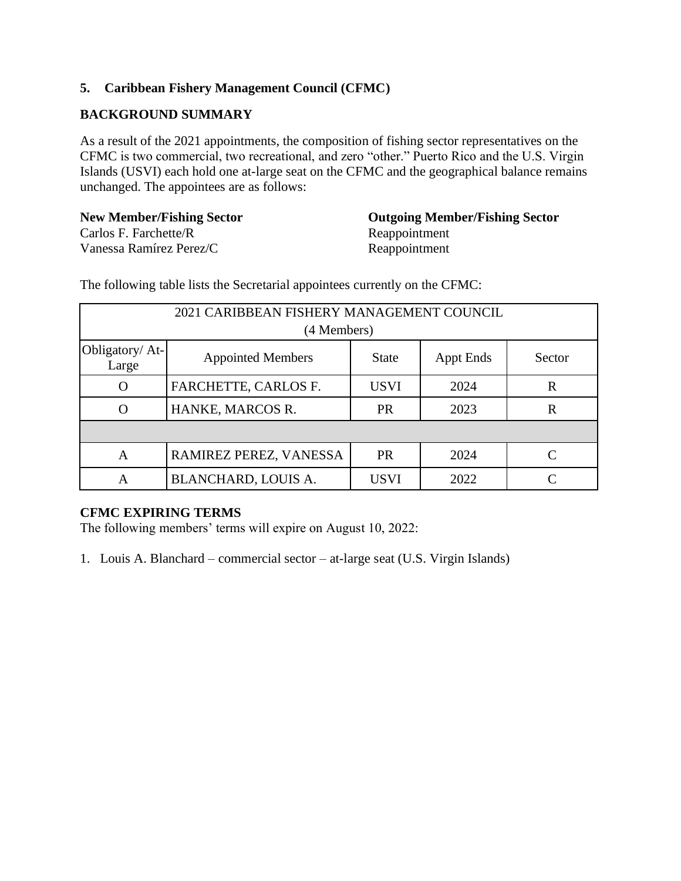## 5. Caribbean Fishery Management Council (CFMC)

### BACKGROUND SUMMARY

As a result of the 2021 appointments, the composition of fishing sector representatives on the CFMC is two commercial, two recreational, and zero "other." Puerto Rico and the U.S. Virgin Islands (USVI) each hold one at-large seat on the CFMC and the geographical balance remains unchanged. The appointees are as follows:

| **New Member/Fishing Sector** | **Outgoing Member/Fishing Sector** |
|---|---|
| Carlos F. Farchette/R | Reappointment |
| Vanessa Ramírez Perez/C | Reappointment |

The following table lists the Secretarial appointees currently on the CFMC:

| 2021 CARIBBEAN FISHERY MANAGEMENT COUNCIL (4 Members) | | | | |
|---|---|---|---|---|
| Obligatory/ At-Large | Appointed Members | State | Appt Ends | Sector |
| O | FARCHETTE, CARLOS F. | USVI | 2024 | R |
| O | HANKE, MARCOS R. | PR | 2023 | R |
| | | | | |
| A | RAMIREZ PEREZ, VANESSA | PR | 2024 | C |
| A | BLANCHARD, LOUIS A. | USVI | 2022 | C |

### CFMC EXPIRING TERMS

The following members' terms will expire on August 10, 2022:

1. Louis A. Blanchard – commercial sector – at-large seat (U.S. Virgin Islands)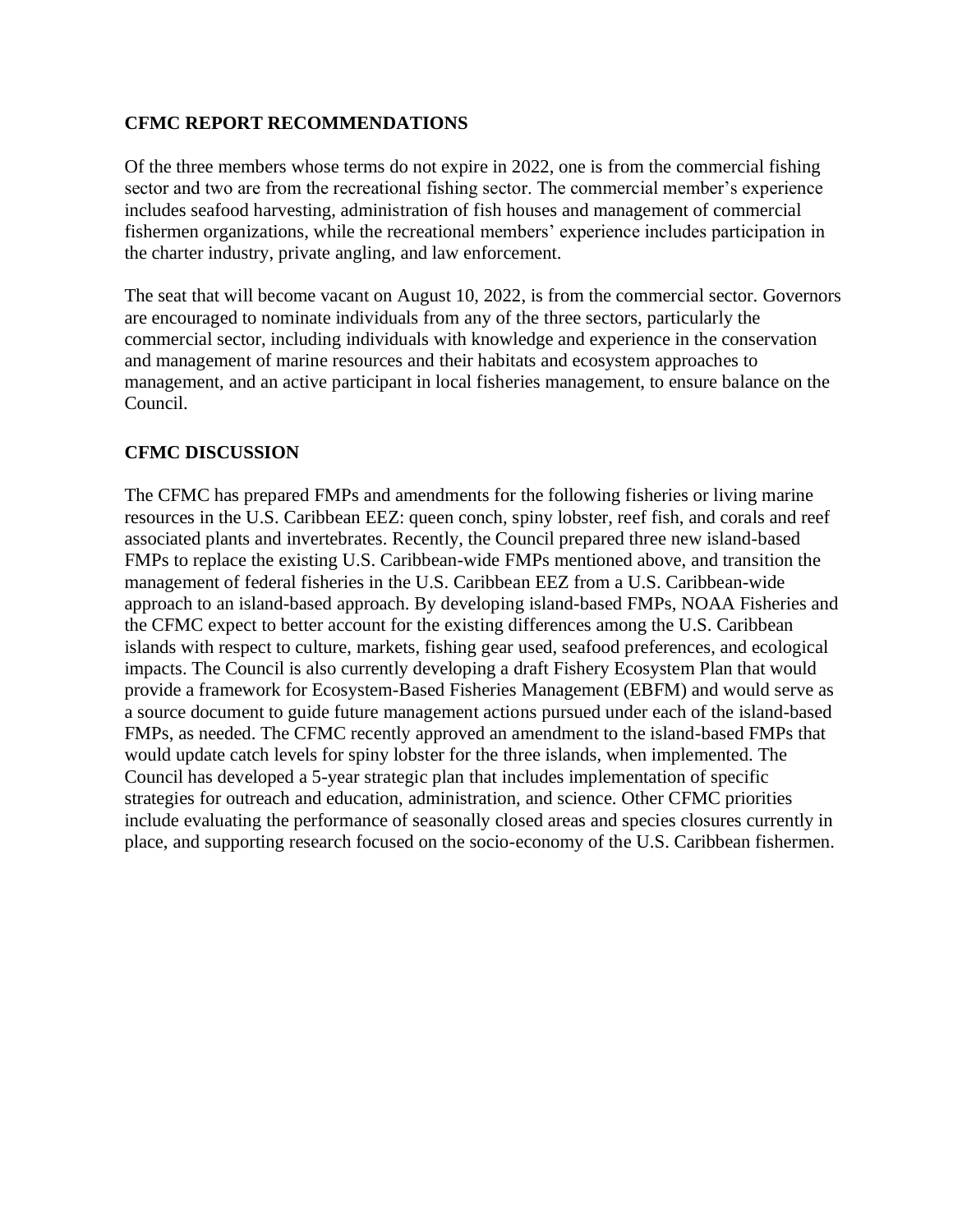## CFMC REPORT RECOMMENDATIONS

Of the three members whose terms do not expire in 2022, one is from the commercial fishing sector and two are from the recreational fishing sector. The commercial member's experience includes seafood harvesting, administration of fish houses and management of commercial fishermen organizations, while the recreational members' experience includes participation in the charter industry, private angling, and law enforcement.

The seat that will become vacant on August 10, 2022, is from the commercial sector. Governors are encouraged to nominate individuals from any of the three sectors, particularly the commercial sector, including individuals with knowledge and experience in the conservation and management of marine resources and their habitats and ecosystem approaches to management, and an active participant in local fisheries management, to ensure balance on the Council.

## CFMC DISCUSSION

The CFMC has prepared FMPs and amendments for the following fisheries or living marine resources in the U.S. Caribbean EEZ: queen conch, spiny lobster, reef fish, and corals and reef associated plants and invertebrates. Recently, the Council prepared three new island-based FMPs to replace the existing U.S. Caribbean-wide FMPs mentioned above, and transition the management of federal fisheries in the U.S. Caribbean EEZ from a U.S. Caribbean-wide approach to an island-based approach. By developing island-based FMPs, NOAA Fisheries and the CFMC expect to better account for the existing differences among the U.S. Caribbean islands with respect to culture, markets, fishing gear used, seafood preferences, and ecological impacts. The Council is also currently developing a draft Fishery Ecosystem Plan that would provide a framework for Ecosystem-Based Fisheries Management (EBFM) and would serve as a source document to guide future management actions pursued under each of the island-based FMPs, as needed. The CFMC recently approved an amendment to the island-based FMPs that would update catch levels for spiny lobster for the three islands, when implemented. The Council has developed a 5-year strategic plan that includes implementation of specific strategies for outreach and education, administration, and science. Other CFMC priorities include evaluating the performance of seasonally closed areas and species closures currently in place, and supporting research focused on the socio-economy of the U.S. Caribbean fishermen.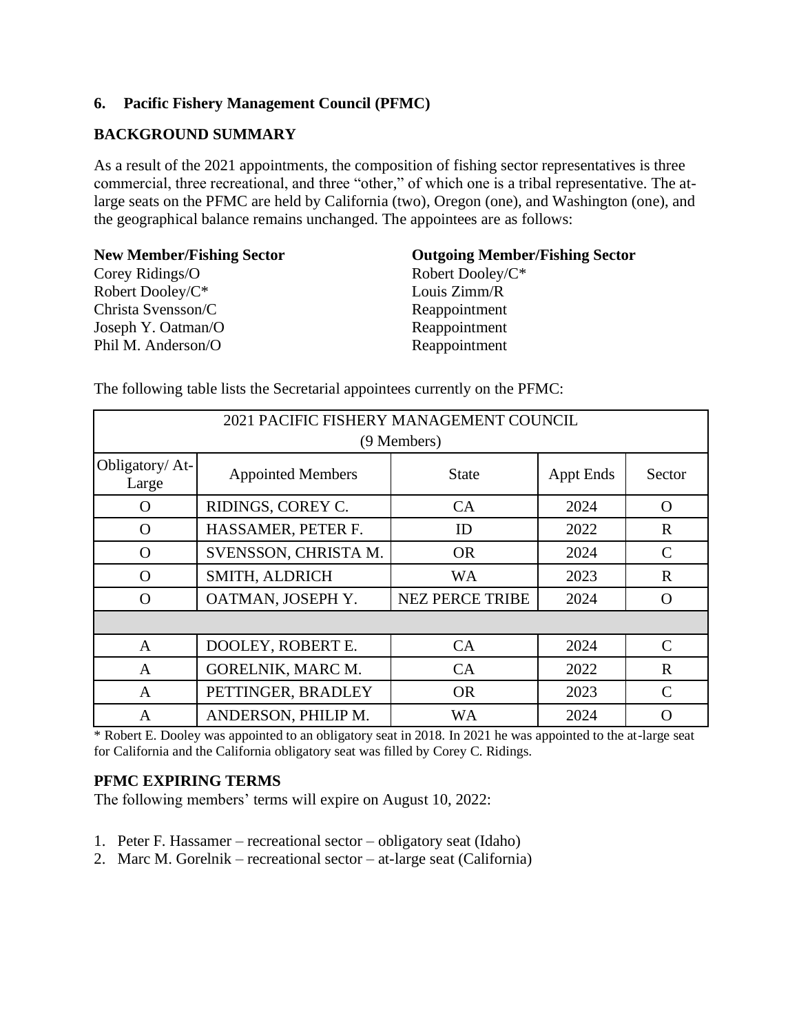### 6. Pacific Fishery Management Council (PFMC)

**BACKGROUND SUMMARY**

As a result of the 2021 appointments, the composition of fishing sector representatives is three commercial, three recreational, and three "other," of which one is a tribal representative. The at-large seats on the PFMC are held by California (two), Oregon (one), and Washington (one), and the geographical balance remains unchanged. The appointees are as follows:

| New Member/Fishing Sector | Outgoing Member/Fishing Sector |
|---|---|
| Corey Ridings/O | Robert Dooley/C* |
| Robert Dooley/C* | Louis Zimm/R |
| Christa Svensson/C | Reappointment |
| Joseph Y. Oatman/O | Reappointment |
| Phil M. Anderson/O | Reappointment |

The following table lists the Secretarial appointees currently on the PFMC:

| 2021 PACIFIC FISHERY MANAGEMENT COUNCIL (9 Members) | | | | |
|---|---|---|---|---|
| Obligatory/ At-Large | Appointed Members | State | Appt Ends | Sector |
| O | RIDINGS, COREY C. | CA | 2024 | O |
| O | HASSAMER, PETER F. | ID | 2022 | R |
| O | SVENSSON, CHRISTA M. | OR | 2024 | C |
| O | SMITH, ALDRICH | WA | 2023 | R |
| O | OATMAN, JOSEPH Y. | NEZ PERCE TRIBE | 2024 | O |
| | | | | |
| A | DOOLEY, ROBERT E. | CA | 2024 | C |
| A | GORELNIK, MARC M. | CA | 2022 | R |
| A | PETTINGER, BRADLEY | OR | 2023 | C |
| A | ANDERSON, PHILIP M. | WA | 2024 | O |

* Robert E. Dooley was appointed to an obligatory seat in 2018. In 2021 he was appointed to the at-large seat for California and the California obligatory seat was filled by Corey C. Ridings.

**PFMC EXPIRING TERMS**

The following members' terms will expire on August 10, 2022:

1. Peter F. Hassamer – recreational sector – obligatory seat (Idaho)
2. Marc M. Gorelnik – recreational sector – at-large seat (California)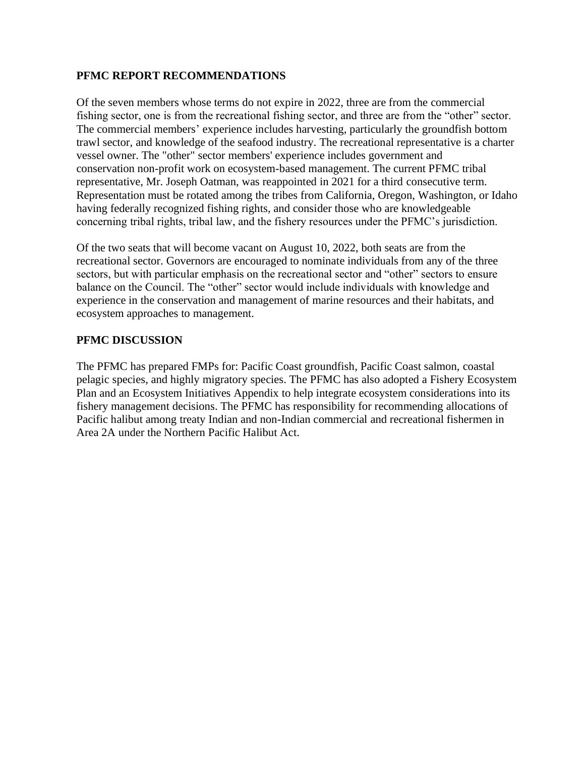## PFMC REPORT RECOMMENDATIONS

Of the seven members whose terms do not expire in 2022, three are from the commercial fishing sector, one is from the recreational fishing sector, and three are from the "other" sector. The commercial members' experience includes harvesting, particularly the groundfish bottom trawl sector, and knowledge of the seafood industry. The recreational representative is a charter vessel owner. The "other" sector members' experience includes government and conservation non-profit work on ecosystem-based management. The current PFMC tribal representative, Mr. Joseph Oatman, was reappointed in 2021 for a third consecutive term. Representation must be rotated among the tribes from California, Oregon, Washington, or Idaho having federally recognized fishing rights, and consider those who are knowledgeable concerning tribal rights, tribal law, and the fishery resources under the PFMC's jurisdiction.

Of the two seats that will become vacant on August 10, 2022, both seats are from the recreational sector. Governors are encouraged to nominate individuals from any of the three sectors, but with particular emphasis on the recreational sector and "other" sectors to ensure balance on the Council. The "other" sector would include individuals with knowledge and experience in the conservation and management of marine resources and their habitats, and ecosystem approaches to management.

## PFMC DISCUSSION

The PFMC has prepared FMPs for: Pacific Coast groundfish, Pacific Coast salmon, coastal pelagic species, and highly migratory species. The PFMC has also adopted a Fishery Ecosystem Plan and an Ecosystem Initiatives Appendix to help integrate ecosystem considerations into its fishery management decisions. The PFMC has responsibility for recommending allocations of Pacific halibut among treaty Indian and non-Indian commercial and recreational fishermen in Area 2A under the Northern Pacific Halibut Act.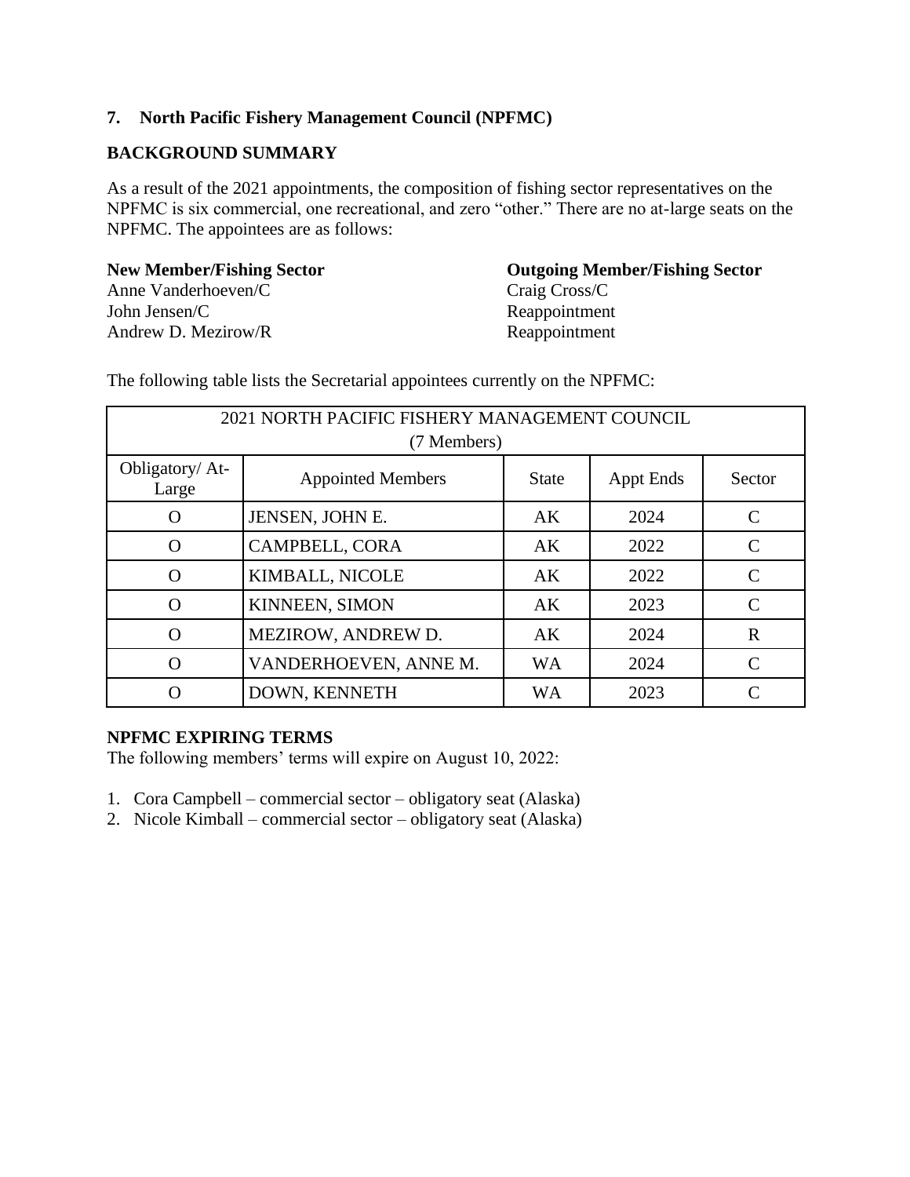## 7. North Pacific Fishery Management Council (NPFMC)

### BACKGROUND SUMMARY

As a result of the 2021 appointments, the composition of fishing sector representatives on the NPFMC is six commercial, one recreational, and zero "other." There are no at-large seats on the NPFMC. The appointees are as follows:

| **New Member/Fishing Sector** | **Outgoing Member/Fishing Sector** |
|---|---|
| Anne Vanderhoeven/C | Craig Cross/C |
| John Jensen/C | Reappointment |
| Andrew D. Mezirow/R | Reappointment |

The following table lists the Secretarial appointees currently on the NPFMC:

| 2021 NORTH PACIFIC FISHERY MANAGEMENT COUNCIL (7 Members) | | | | |
|---|---|---|---|---|
| Obligatory/ At-Large | Appointed Members | State | Appt Ends | Sector |
| O | JENSEN, JOHN E. | AK | 2024 | C |
| O | CAMPBELL, CORA | AK | 2022 | C |
| O | KIMBALL, NICOLE | AK | 2022 | C |
| O | KINNEEN, SIMON | AK | 2023 | C |
| O | MEZIROW, ANDREW D. | AK | 2024 | R |
| O | VANDERHOEVEN, ANNE M. | WA | 2024 | C |
| O | DOWN, KENNETH | WA | 2023 | C |

### NPFMC EXPIRING TERMS

The following members' terms will expire on August 10, 2022:

1. Cora Campbell – commercial sector – obligatory seat (Alaska)
2. Nicole Kimball – commercial sector – obligatory seat (Alaska)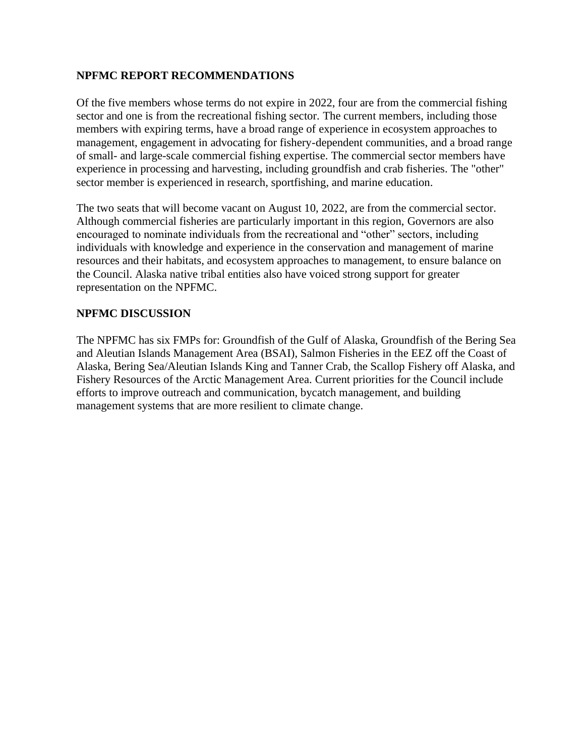## NPFMC REPORT RECOMMENDATIONS

Of the five members whose terms do not expire in 2022, four are from the commercial fishing sector and one is from the recreational fishing sector. The current members, including those members with expiring terms, have a broad range of experience in ecosystem approaches to management, engagement in advocating for fishery-dependent communities, and a broad range of small- and large-scale commercial fishing expertise. The commercial sector members have experience in processing and harvesting, including groundfish and crab fisheries. The "other" sector member is experienced in research, sportfishing, and marine education.

The two seats that will become vacant on August 10, 2022, are from the commercial sector. Although commercial fisheries are particularly important in this region, Governors are also encouraged to nominate individuals from the recreational and "other" sectors, including individuals with knowledge and experience in the conservation and management of marine resources and their habitats, and ecosystem approaches to management, to ensure balance on the Council. Alaska native tribal entities also have voiced strong support for greater representation on the NPFMC.

## NPFMC DISCUSSION

The NPFMC has six FMPs for: Groundfish of the Gulf of Alaska, Groundfish of the Bering Sea and Aleutian Islands Management Area (BSAI), Salmon Fisheries in the EEZ off the Coast of Alaska, Bering Sea/Aleutian Islands King and Tanner Crab, the Scallop Fishery off Alaska, and Fishery Resources of the Arctic Management Area. Current priorities for the Council include efforts to improve outreach and communication, bycatch management, and building management systems that are more resilient to climate change.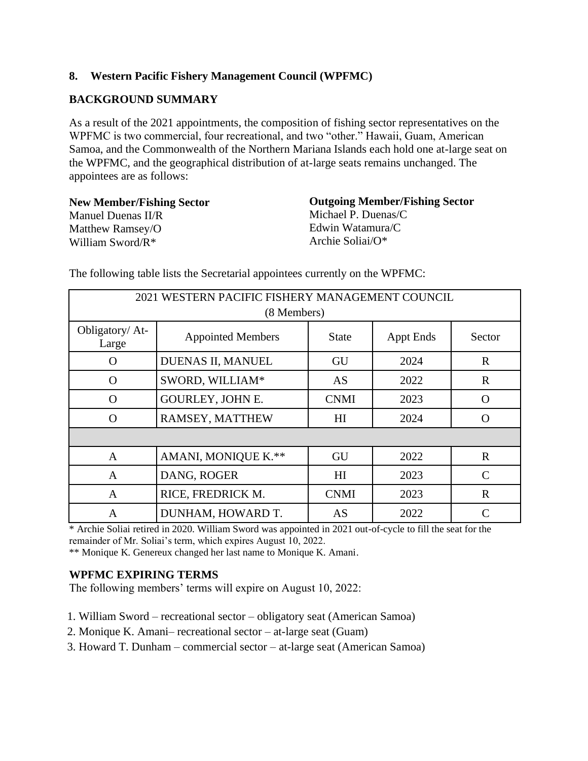## 8. Western Pacific Fishery Management Council (WPFMC)

### BACKGROUND SUMMARY

As a result of the 2021 appointments, the composition of fishing sector representatives on the WPFMC is two commercial, four recreational, and two "other." Hawaii, Guam, American Samoa, and the Commonwealth of the Northern Mariana Islands each hold one at-large seat on the WPFMC, and the geographical distribution of at-large seats remains unchanged. The appointees are as follows:

| New Member/Fishing Sector | Outgoing Member/Fishing Sector |
|---|---|
| Manuel Duenas II/R | Michael P. Duenas/C |
| Matthew Ramsey/O | Edwin Watamura/C |
| William Sword/R* | Archie Soliai/O* |

The following table lists the Secretarial appointees currently on the WPFMC:

| 2021 WESTERN PACIFIC FISHERY MANAGEMENT COUNCIL (8 Members) | | | | |
|---|---|---|---|---|
| Obligatory/ At-Large | Appointed Members | State | Appt Ends | Sector |
| O | DUENAS II, MANUEL | GU | 2024 | R |
| O | SWORD, WILLIAM* | AS | 2022 | R |
| O | GOURLEY, JOHN E. | CNMI | 2023 | O |
| O | RAMSEY, MATTHEW | HI | 2024 | O |
| | | | | |
| A | AMANI, MONIQUE K.** | GU | 2022 | R |
| A | DANG, ROGER | HI | 2023 | C |
| A | RICE, FREDRICK M. | CNMI | 2023 | R |
| A | DUNHAM, HOWARD T. | AS | 2022 | C |

* Archie Soliai retired in 2020. William Sword was appointed in 2021 out-of-cycle to fill the seat for the remainder of Mr. Soliai's term, which expires August 10, 2022.

** Monique K. Genereux changed her last name to Monique K. Amani.

### WPFMC EXPIRING TERMS

The following members' terms will expire on August 10, 2022:

1. William Sword – recreational sector – obligatory seat (American Samoa)
2. Monique K. Amani– recreational sector – at-large seat (Guam)
3. Howard T. Dunham – commercial sector – at-large seat (American Samoa)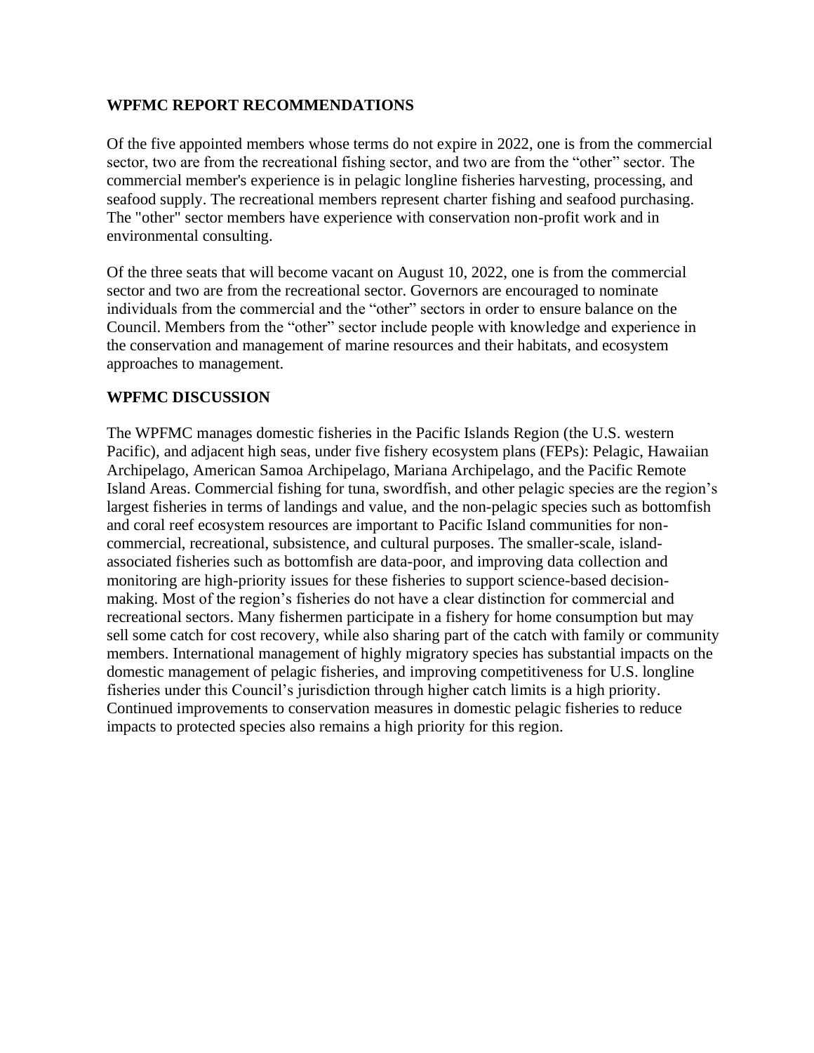**WPFMC REPORT RECOMMENDATIONS**

Of the five appointed members whose terms do not expire in 2022, one is from the commercial sector, two are from the recreational fishing sector, and two are from the "other" sector. The commercial member's experience is in pelagic longline fisheries harvesting, processing, and seafood supply. The recreational members represent charter fishing and seafood purchasing. The "other" sector members have experience with conservation non-profit work and in environmental consulting.

Of the three seats that will become vacant on August 10, 2022, one is from the commercial sector and two are from the recreational sector. Governors are encouraged to nominate individuals from the commercial and the "other" sectors in order to ensure balance on the Council. Members from the "other" sector include people with knowledge and experience in the conservation and management of marine resources and their habitats, and ecosystem approaches to management.

**WPFMC DISCUSSION**

The WPFMC manages domestic fisheries in the Pacific Islands Region (the U.S. western Pacific), and adjacent high seas, under five fishery ecosystem plans (FEPs): Pelagic, Hawaiian Archipelago, American Samoa Archipelago, Mariana Archipelago, and the Pacific Remote Island Areas. Commercial fishing for tuna, swordfish, and other pelagic species are the region's largest fisheries in terms of landings and value, and the non-pelagic species such as bottomfish and coral reef ecosystem resources are important to Pacific Island communities for non-commercial, recreational, subsistence, and cultural purposes. The smaller-scale, island-associated fisheries such as bottomfish are data-poor, and improving data collection and monitoring are high-priority issues for these fisheries to support science-based decision-making. Most of the region's fisheries do not have a clear distinction for commercial and recreational sectors. Many fishermen participate in a fishery for home consumption but may sell some catch for cost recovery, while also sharing part of the catch with family or community members. International management of highly migratory species has substantial impacts on the domestic management of pelagic fisheries, and improving competitiveness for U.S. longline fisheries under this Council's jurisdiction through higher catch limits is a high priority. Continued improvements to conservation measures in domestic pelagic fisheries to reduce impacts to protected species also remains a high priority for this region.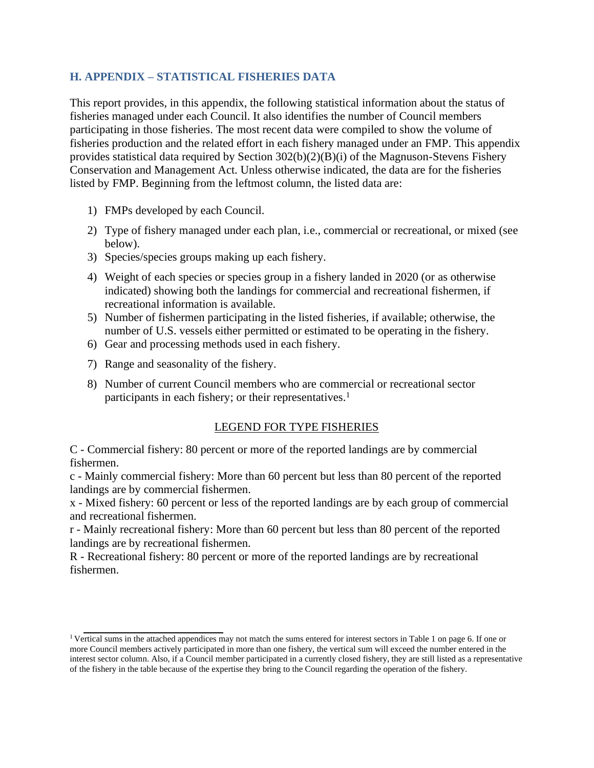## H. APPENDIX – STATISTICAL FISHERIES DATA

This report provides, in this appendix, the following statistical information about the status of fisheries managed under each Council. It also identifies the number of Council members participating in those fisheries. The most recent data were compiled to show the volume of fisheries production and the related effort in each fishery managed under an FMP. This appendix provides statistical data required by Section 302(b)(2)(B)(i) of the Magnuson-Stevens Fishery Conservation and Management Act. Unless otherwise indicated, the data are for the fisheries listed by FMP. Beginning from the leftmost column, the listed data are:

1) FMPs developed by each Council.
2) Type of fishery managed under each plan, i.e., commercial or recreational, or mixed (see below).
3) Species/species groups making up each fishery.
4) Weight of each species or species group in a fishery landed in 2020 (or as otherwise indicated) showing both the landings for commercial and recreational fishermen, if recreational information is available.
5) Number of fishermen participating in the listed fisheries, if available; otherwise, the number of U.S. vessels either permitted or estimated to be operating in the fishery.
6) Gear and processing methods used in each fishery.
7) Range and seasonality of the fishery.
8) Number of current Council members who are commercial or recreational sector participants in each fishery; or their representatives.[1]

<u>LEGEND FOR TYPE FISHERIES</u>

C - Commercial fishery: 80 percent or more of the reported landings are by commercial fishermen.
c - Mainly commercial fishery: More than 60 percent but less than 80 percent of the reported landings are by commercial fishermen.
x - Mixed fishery: 60 percent or less of the reported landings are by each group of commercial and recreational fishermen.
r - Mainly recreational fishery: More than 60 percent but less than 80 percent of the reported landings are by recreational fishermen.
R - Recreational fishery: 80 percent or more of the reported landings are by recreational fishermen.

---

[1] Vertical sums in the attached appendices may not match the sums entered for interest sectors in Table 1 on page 6. If one or more Council members actively participated in more than one fishery, the vertical sum will exceed the number entered in the interest sector column. Also, if a Council member participated in a currently closed fishery, they are still listed as a representative of the fishery in the table because of the expertise they bring to the Council regarding the operation of the fishery.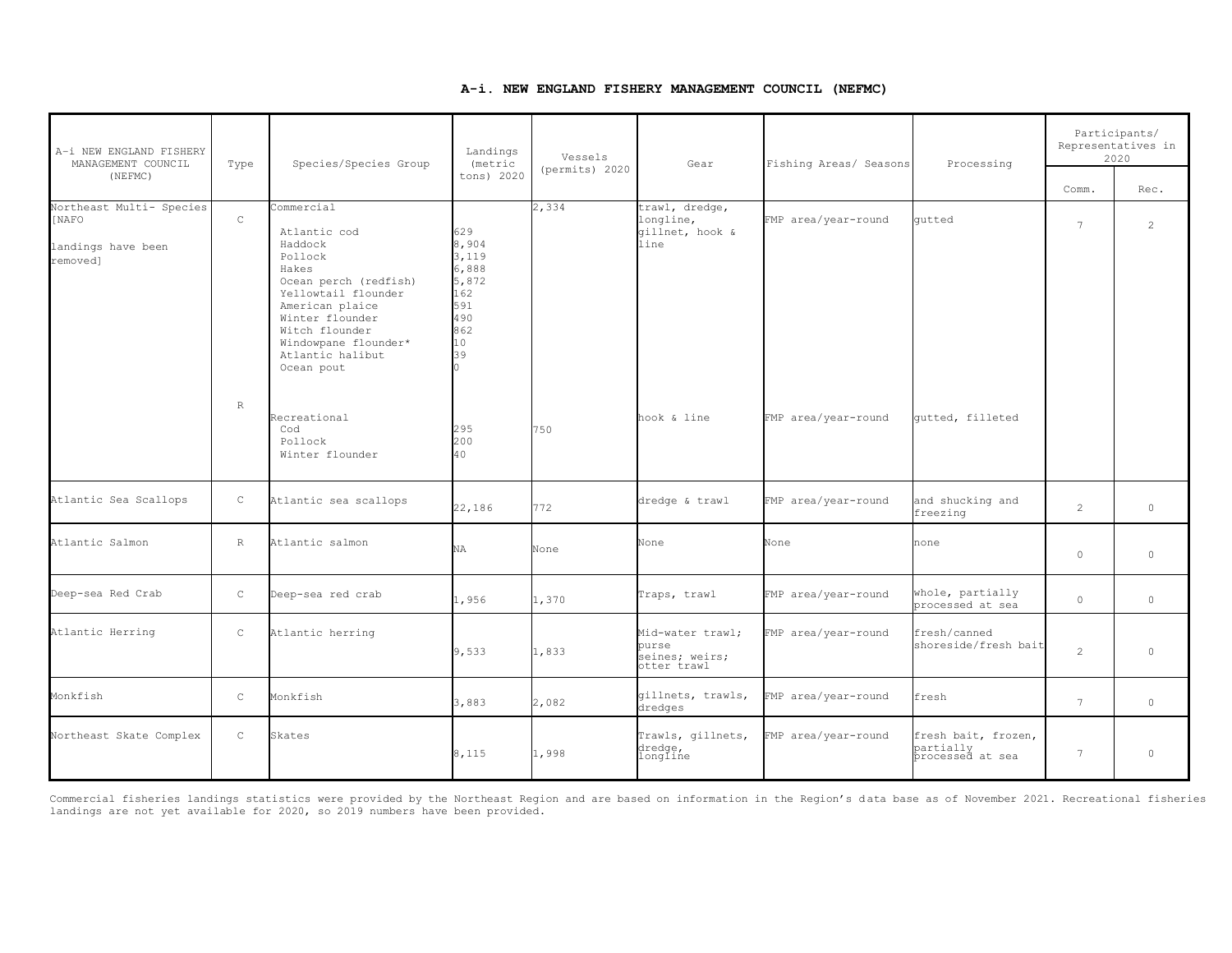### A-i. NEW ENGLAND FISHERY MANAGEMENT COUNCIL (NEFMC)

| A-i NEW ENGLAND FISHERY MANAGEMENT COUNCIL (NEFMC) | Type | Species/Species Group | Landings (metric tons) 2020 | Vessels (permits) 2020 | Gear | Fishing Areas/ Seasons | Processing | Participants/ Representatives in 2020 | |
|---|---|---|---|---|---|---|---|---|---|
| | | | | | | | | Comm. | Rec. |
| Northeast Multi- Species [NAFO landings have been removed] | C | Commercial | | 2,334 | trawl, dredge, longline, gillnet, hook & line | FMP area/year-round | gutted | 7 | 2 |
| | | Atlantic cod | 629 | | | | | | |
| | | Haddock | 8,904 | | | | | | |
| | | Pollock | 3,119 | | | | | | |
| | | Hakes | 6,888 | | | | | | |
| | | Ocean perch (redfish) | 5,872 | | | | | | |
| | | Yellowtail flounder | 162 | | | | | | |
| | | American plaice | 591 | | | | | | |
| | | Winter flounder | 490 | | | | | | |
| | | Witch flounder | 862 | | | | | | |
| | | Windowpane flounder* | 10 | | | | | | |
| | | Atlantic halibut | 39 | | | | | | |
| | | Ocean pout | 0 | | | | | | |
| | R | Recreational | | 750 | hook & line | FMP area/year-round | gutted, filleted | | |
| | | Cod | 295 | | | | | | |
| | | Pollock | 200 | | | | | | |
| | | Winter flounder | 40 | | | | | | |
| Atlantic Sea Scallops | C | Atlantic sea scallops | 22,186 | 772 | dredge & trawl | FMP area/year-round | and shucking and freezing | 2 | 0 |
| Atlantic Salmon | R | Atlantic salmon | NA | None | None | None | none | 0 | 0 |
| Deep-sea Red Crab | C | Deep-sea red crab | 1,956 | 1,370 | Traps, trawl | FMP area/year-round | whole, partially processed at sea | 0 | 0 |
| Atlantic Herring | C | Atlantic herring | 9,533 | 1,833 | Mid-water trawl; purse seines; weirs; otter trawl | FMP area/year-round | fresh/canned shoreside/fresh bait | 2 | 0 |
| Monkfish | C | Monkfish | 3,883 | 2,082 | gillnets, trawls, dredges | FMP area/year-round | fresh | 7 | 0 |
| Northeast Skate Complex | C | Skates | 8,115 | 1,998 | Trawls, gillnets, dredge, longline | FMP area/year-round | fresh bait, frozen, partially processed at sea | 7 | 0 |

Commercial fisheries landings statistics were provided by the Northeast Region and are based on information in the Region's data base as of November 2021. Recreational fisheries landings are not yet available for 2020, so 2019 numbers have been provided.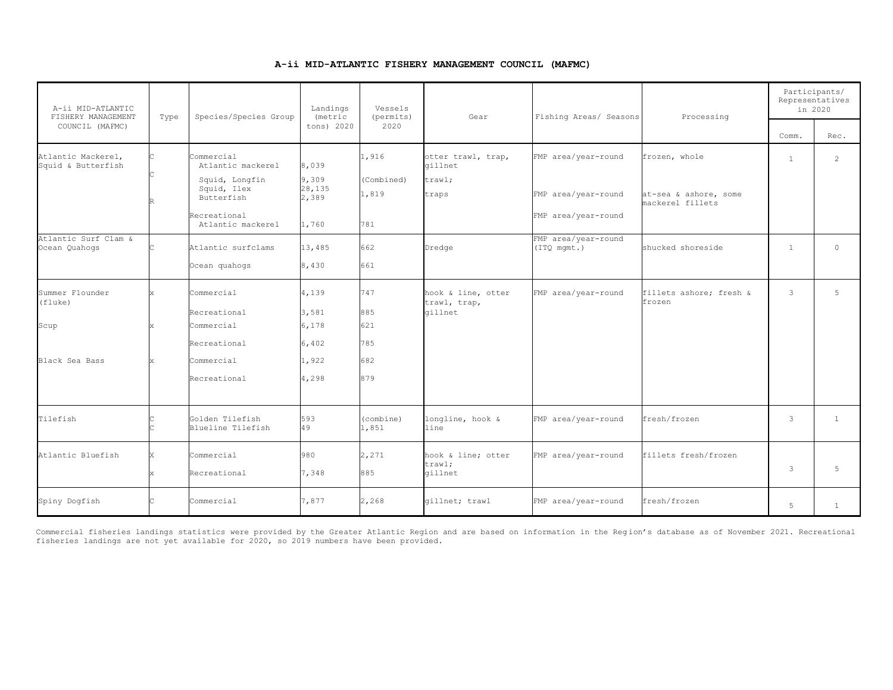# A-ii MID-ATLANTIC FISHERY MANAGEMENT COUNCIL (MAFMC)

| A-ii MID-ATLANTIC FISHERY MANAGEMENT COUNCIL (MAFMC) | Type | Species/Species Group | Landings (metric tons) 2020 | Vessels (permits) 2020 | Gear | Fishing Areas/ Seasons | Processing | Participants/ Representatives in 2020 | |
|---|---|---|---|---|---|---|---|---|---|
| | | | | | | | | Comm. | Rec. |
| Atlantic Mackerel, Squid & Butterfish | C<br>C<br>R | Commercial<br>Atlantic mackerel<br>Squid, Longfin<br>Squid, Ilex<br>Butterfish<br>Recreational<br>Atlantic mackerel | <br>8,039<br>9,309<br>28,135<br>2,389<br><br>1,760 | 1,916<br>(Combined)<br>1,819<br><br>781 | otter trawl, trap, gillnet<br>trawl;<br>traps | FMP area/year-round<br>FMP area/year-round<br>FMP area/year-round | frozen, whole<br>at-sea & ashore, some mackerel fillets | 1 | 2 |
| Atlantic Surf Clam & Ocean Quahogs | C | Atlantic surfclams<br>Ocean quahogs | 13,485<br>8,430 | 662<br>661 | Dredge | FMP area/year-round (ITQ mgmt.) | shucked shoreside | 1 | 0 |
| Summer Flounder (fluke) | x | Commercial<br>Recreational | 4,139<br>3,581 | 747<br>885 | hook & line, otter trawl, trap, gillnet | FMP area/year-round | fillets ashore; fresh & frozen | 3 | 5 |
| Scup | x | Commercial<br>Recreational | 6,178<br>6,402 | 621<br>785 | | | | | |
| Black Sea Bass | x | Commercial<br>Recreational | 1,922<br>4,298 | 682<br>879 | | | | | |
| Tilefish | C<br>C | Golden Tilefish<br>Blueline Tilefish | 593<br>49 | (combine)<br>1,851 | longline, hook & line | FMP area/year-round | fresh/frozen | 3 | 1 |
| Atlantic Bluefish | X<br>x | Commercial<br>Recreational | 980<br>7,348 | 2,271<br>885 | hook & line; otter trawl;<br>gillnet | FMP area/year-round | fillets fresh/frozen | 3 | 5 |
| Spiny Dogfish | C | Commercial | 7,877 | 2,268 | gillnet; trawl | FMP area/year-round | fresh/frozen | 5 | 1 |

Commercial fisheries landings statistics were provided by the Greater Atlantic Region and are based on information in the Region's database as of November 2021. Recreational fisheries landings are not yet available for 2020, so 2019 numbers have been provided.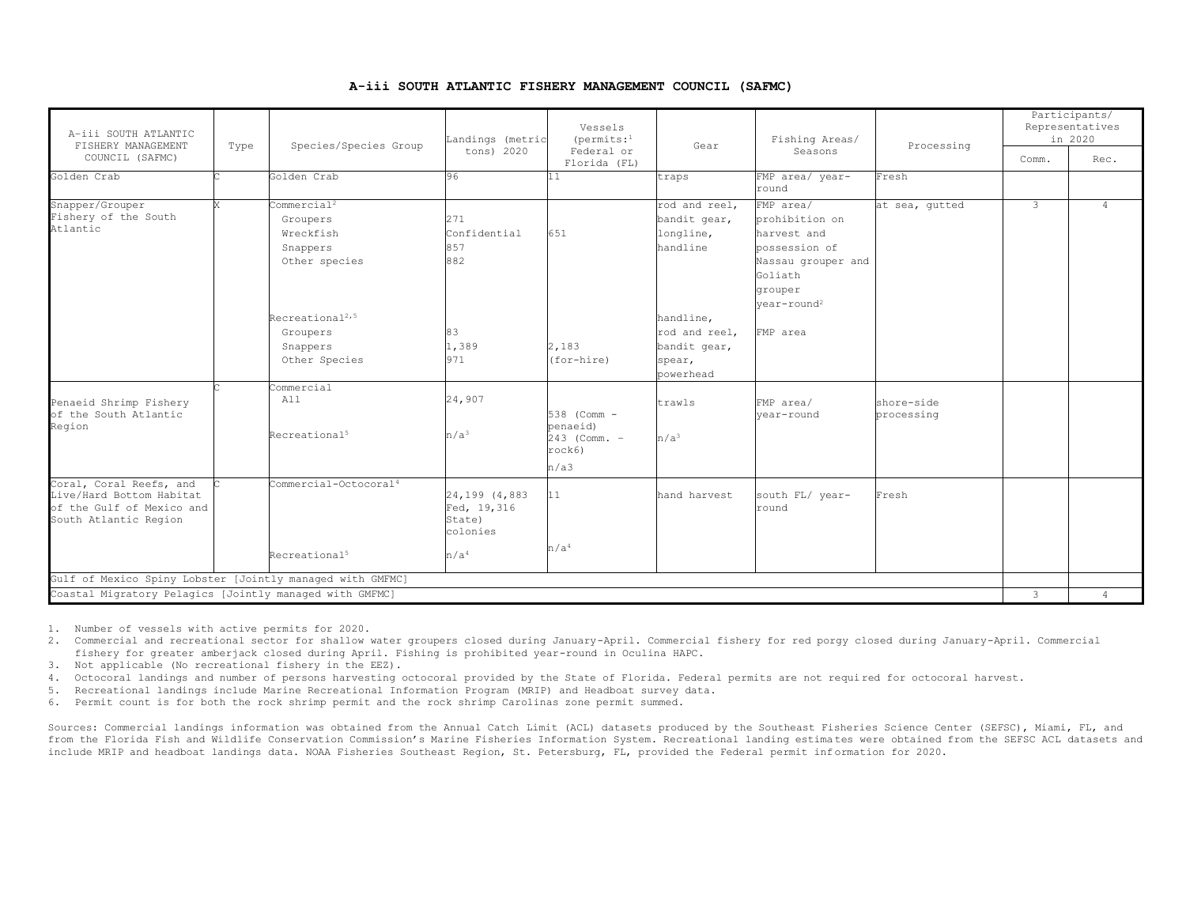# A-iii SOUTH ATLANTIC FISHERY MANAGEMENT COUNCIL (SAFMC)

| A-iii SOUTH ATLANTIC FISHERY MANAGEMENT COUNCIL (SAFMC) | Type | Species/Species Group | Landings (metric tons) 2020 | Vessels (permits:[1] Federal or Florida (FL) | Gear | Fishing Areas/ Seasons | Processing | Participants/ Representatives in 2020 | |
|---|---|---|---|---|---|---|---|---|---|
| | | | | | | | | Comm. | Rec. |
| Golden Crab | C | Golden Crab | 96 | 11 | traps | FMP area/ year-round | Fresh | | |
| Snapper/Grouper Fishery of the South Atlantic | X | Commercial[2]<br>Groupers<br>Wreckfish<br>Snappers<br>Other species | <br>271<br>Confidential<br>857<br>882 | 651 | rod and reel, bandit gear, longline, handline | FMP area/ prohibition on harvest and possession of Nassau grouper and Goliath grouper year-round[2] | at sea, gutted | 3 | 4 |
| | | Recreational[2,5]<br>Groupers<br>Snappers<br>Other Species | <br>83<br>1,389<br>971 | 2,183 (for-hire) | handline, rod and reel, bandit gear, spear, powerhead | FMP area | | | |
| Penaeid Shrimp Fishery of the South Atlantic Region | C | Commercial<br>All | <br>24,907 | 538 (Comm - penaeid)<br>243 (Comm. - rock6) | trawls | FMP area/ year-round | shore-side processing | | |
| | | Recreational[5] | n/a[3] | n/a3 | n/a[3] | | | | |
| Coral, Coral Reefs, and Live/Hard Bottom Habitat of the Gulf of Mexico and South Atlantic Region | C | Commercial-Octocoral[4] | 24,199 (4,883 Fed, 19,316 State) colonies | 11 | hand harvest | south FL/ year-round | Fresh | | |
| | | Recreational[5] | n/a[4] | n/a[4] | | | | | |
| Gulf of Mexico Spiny Lobster [Jointly managed with GMFMC] | | | | | | | | | |
| Coastal Migratory Pelagics [Jointly managed with GMFMC] | | | | | | | | 3 | 4 |

1. Number of vessels with active permits for 2020.
2. Commercial and recreational sector for shallow water groupers closed during January-April. Commercial fishery for red porgy closed during January-April. Commercial fishery for greater amberjack closed during April. Fishing is prohibited year-round in Oculina HAPC.
3. Not applicable (No recreational fishery in the EEZ).
4. Octocoral landings and number of persons harvesting octocoral provided by the State of Florida. Federal permits are not required for octocoral harvest.
5. Recreational landings include Marine Recreational Information Program (MRIP) and Headboat survey data.
6. Permit count is for both the rock shrimp permit and the rock shrimp Carolinas zone permit summed.

Sources: Commercial landings information was obtained from the Annual Catch Limit (ACL) datasets produced by the Southeast Fisheries Science Center (SEFSC), Miami, FL, and from the Florida Fish and Wildlife Conservation Commission's Marine Fisheries Information System. Recreational landing estimates were obtained from the SEFSC ACL datasets and include MRIP and headboat landings data. NOAA Fisheries Southeast Region, St. Petersburg, FL, provided the Federal permit information for 2020.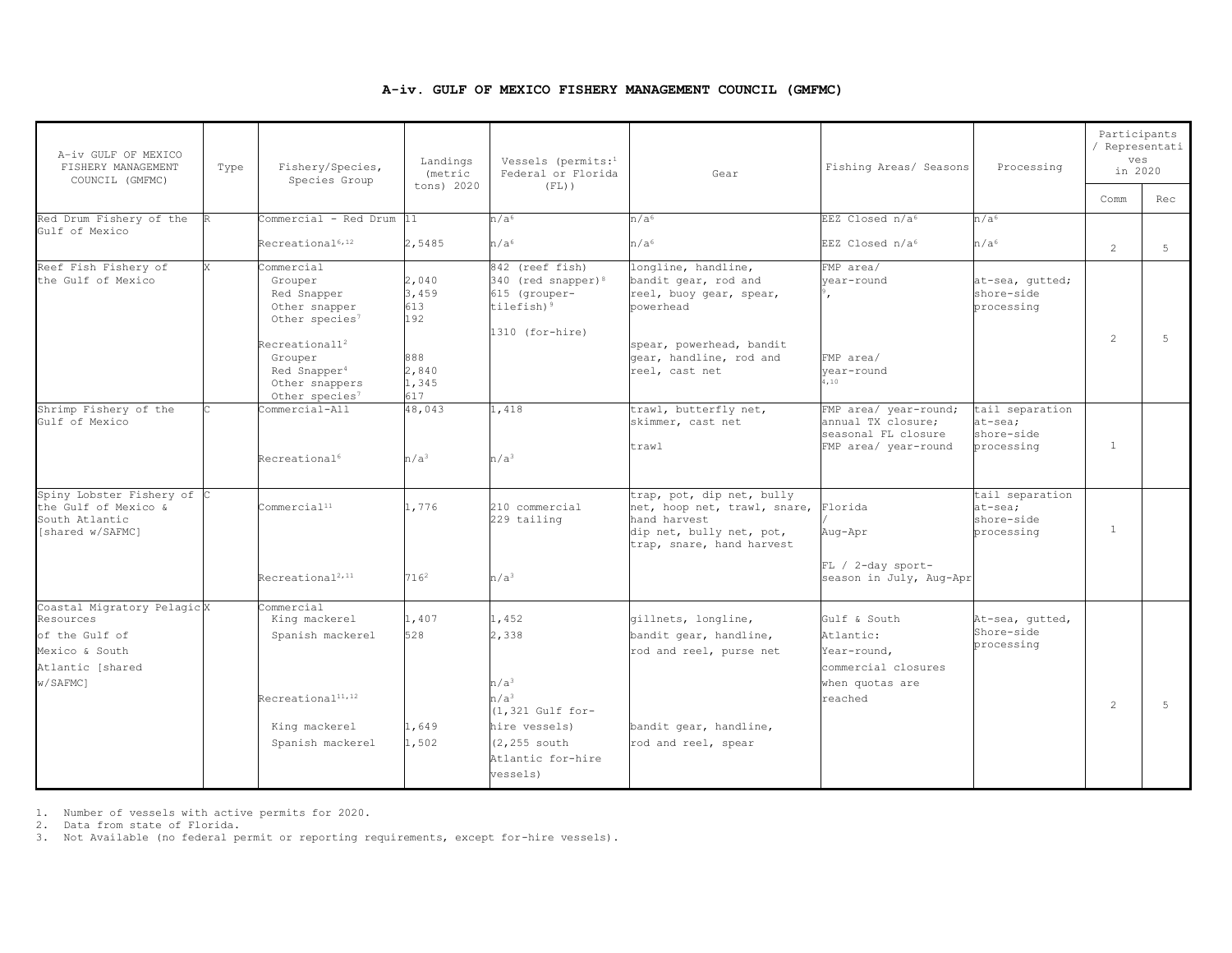### A-iv. GULF OF MEXICO FISHERY MANAGEMENT COUNCIL (GMFMC)

| A-iv GULF OF MEXICO FISHERY MANAGEMENT COUNCIL (GMFMC) | Type | Fishery/Species, Species Group | Landings (metric tons) 2020 | Vessels (permits:[1] Federal or Florida (FL)) | Gear | Fishing Areas/ Seasons | Processing | Participants / Representatives in 2020 | |
|---|---|---|---|---|---|---|---|---|---|
| | | | | | | | | Comm | Rec |
| Red Drum Fishery of the Gulf of Mexico | R | Commercial - Red Drum | 11 | n/a[6] | n/a[6] | EEZ Closed n/a[6] | n/a[6] | 2 | 5 |
| | | Recreational[6,12] | 2,5485 | n/a[6] | n/a[6] | EEZ Closed n/a[6] | n/a[6] | | |
| Reef Fish Fishery of the Gulf of Mexico | X | Commercial<br>Grouper<br>Red Snapper<br>Other snapper<br>Other species[7] | <br>2,040<br>3,459<br>613<br>192 | 842 (reef fish)<br>340 (red snapper)[8]<br>615 (grouper-tilefish)[9]<br>1310 (for-hire) | longline, handline, bandit gear, rod and reel, buoy gear, spear, powerhead | FMP area/ year-round[9], | at-sea, gutted; shore-side processing | 2 | 5 |
| | | Recreationall[2]<br>Grouper<br>Red Snapper[4]<br>Other snappers<br>Other species[7] | <br>888<br>2,840<br>1,345<br>617 | | spear, powerhead, bandit gear, handline, rod and reel, cast net | FMP area/ year-round[4,10] | | | |
| Shrimp Fishery of the Gulf of Mexico | C | Commercial-All | 48,043 | 1,418 | trawl, butterfly net, skimmer, cast net | FMP area/ year-round; annual TX closure; seasonal FL closure | tail separation at-sea; shore-side processing | 1 | |
| | | Recreational[6] | n/a[3] | n/a[3] | trawl | FMP area/ year-round | | | |
| Spiny Lobster Fishery of the Gulf of Mexico & South Atlantic [shared w/SAFMC] | C | Commercial[11] | 1,776 | 210 commercial<br>229 tailing | trap, pot, dip net, bully net, hoop net, trawl, snare, hand harvest | Florida / Aug-Apr | tail separation at-sea; shore-side processing | 1 | |
| | | Recreational[2,11] | 716[2] | n/a[3] | dip net, bully net, pot, trap, snare, hand harvest | FL / 2-day sport-season in July, Aug-Apr | | | |
| Coastal Migratory Pelagic Resources of the Gulf of Mexico & South Atlantic [shared w/SAFMC] | X | Commercial<br>King mackerel<br>Spanish mackerel | <br>1,407<br>528 | <br>1,452<br>2,338 | gillnets, longline, bandit gear, handline, rod and reel, purse net | Gulf & South Atlantic: Year-round, commercial closures when quotas are reached | At-sea, gutted, Shore-side processing | 2 | 5 |
| | | Recreational[11,12]<br>King mackerel<br>Spanish mackerel | <br>1,649<br>1,502 | n/a[3]<br>n/a[3]<br>(1,321 Gulf for-hire vessels)<br>(2,255 south Atlantic for-hire vessels) | bandit gear, handline, rod and reel, spear | | | | |

1. Number of vessels with active permits for 2020.
2. Data from state of Florida.
3. Not Available (no federal permit or reporting requirements, except for-hire vessels).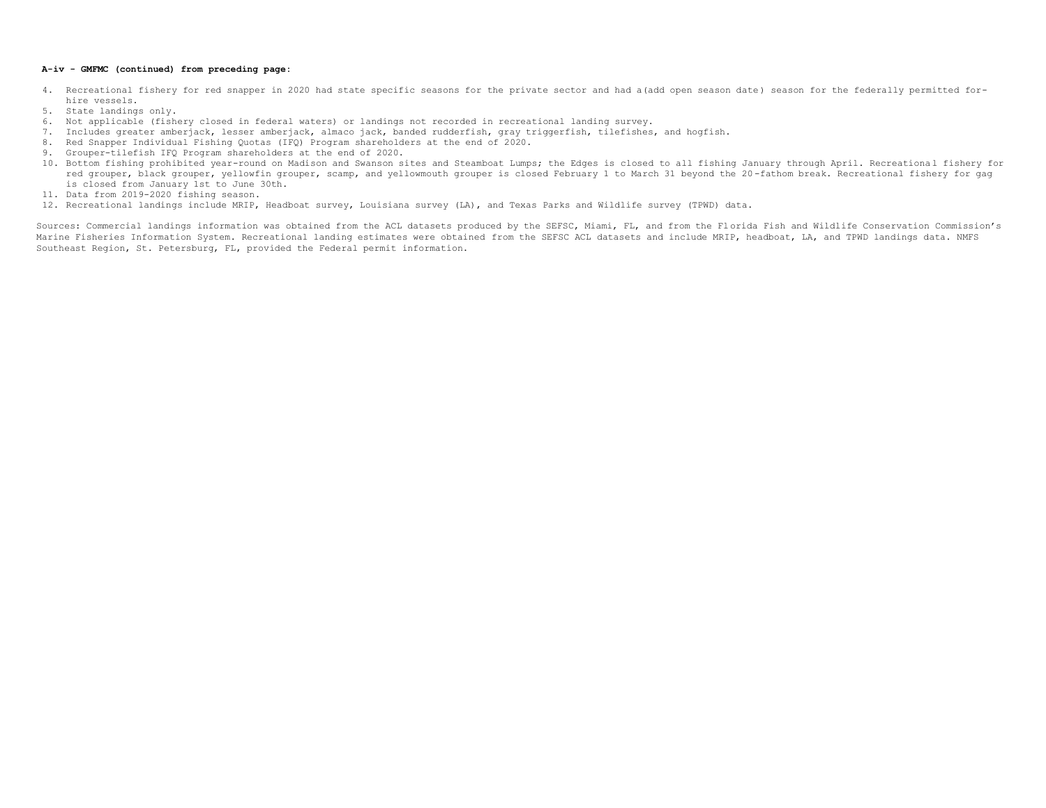**A-iv - GMFMC (continued) from preceding page:**

4. Recreational fishery for red snapper in 2020 had state specific seasons for the private sector and had a(add open season date) season for the federally permitted for-hire vessels.
5. State landings only.
6. Not applicable (fishery closed in federal waters) or landings not recorded in recreational landing survey.
7. Includes greater amberjack, lesser amberjack, almaco jack, banded rudderfish, gray triggerfish, tilefishes, and hogfish.
8. Red Snapper Individual Fishing Quotas (IFQ) Program shareholders at the end of 2020.
9. Grouper-tilefish IFQ Program shareholders at the end of 2020.
10. Bottom fishing prohibited year-round on Madison and Swanson sites and Steamboat Lumps; the Edges is closed to all fishing January through April. Recreational fishery for red grouper, black grouper, yellowfin grouper, scamp, and yellowmouth grouper is closed February 1 to March 31 beyond the 20-fathom break. Recreational fishery for gag is closed from January 1st to June 30th.
11. Data from 2019-2020 fishing season.
12. Recreational landings include MRIP, Headboat survey, Louisiana survey (LA), and Texas Parks and Wildlife survey (TPWD) data.

Sources: Commercial landings information was obtained from the ACL datasets produced by the SEFSC, Miami, FL, and from the Florida Fish and Wildlife Conservation Commission's Marine Fisheries Information System. Recreational landing estimates were obtained from the SEFSC ACL datasets and include MRIP, headboat, LA, and TPWD landings data. NMFS Southeast Region, St. Petersburg, FL, provided the Federal permit information.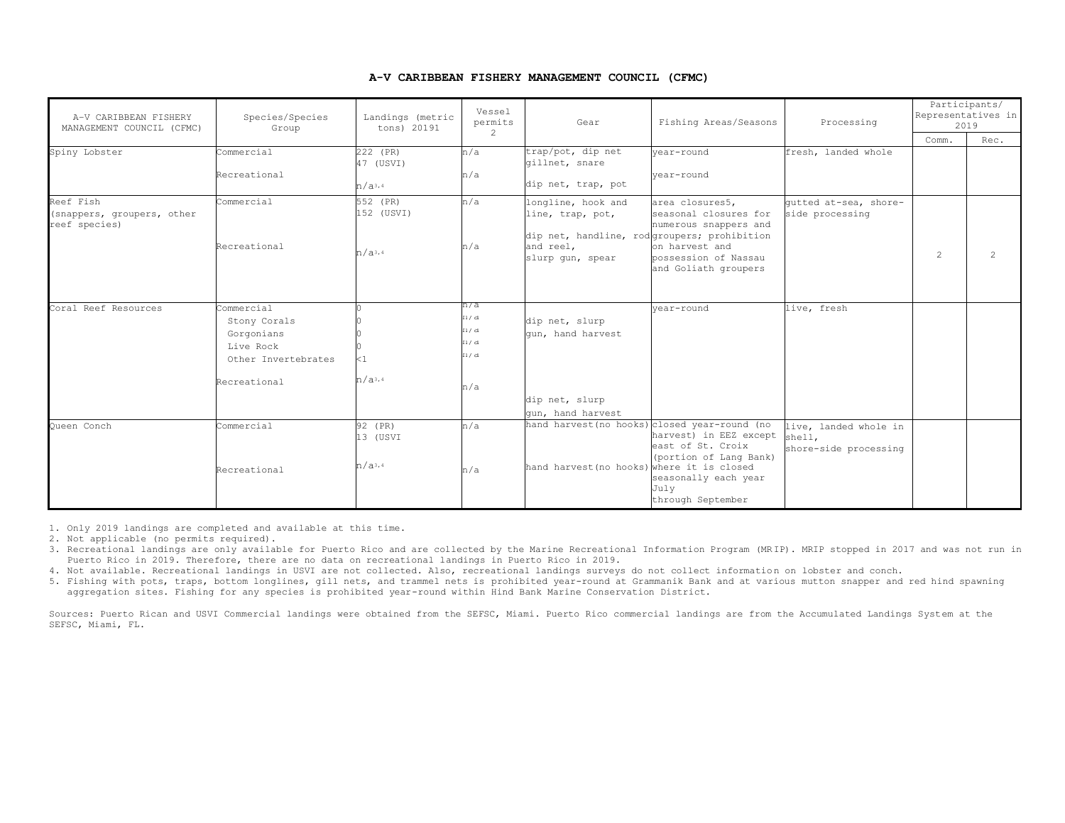## A-V CARIBBEAN FISHERY MANAGEMENT COUNCIL (CFMC)

| A-V CARIBBEAN FISHERY MANAGEMENT COUNCIL (CFMC) | Species/Species Group | Landings (metric tons) 2019[1] | Vessel permits [2] | Gear | Fishing Areas/Seasons | Processing | Participants/ Representatives in 2019 | |
|---|---|---|---|---|---|---|---|---|
| | | | | | | | Comm. | Rec. |
| Spiny Lobster | Commercial | 222 (PR) 47 (USVI) | n/a | trap/pot, dip net gillnet, snare | year-round | fresh, landed whole | | |
| | Recreational | n/a[3,4] | n/a | dip net, trap, pot | year-round | | | |
| Reef Fish (snappers, groupers, other reef species) | Commercial | 552 (PR) 152 (USVI) | n/a | longline, hook and line, trap, pot, | area closures[5], seasonal closures for numerous snappers and groupers; prohibition on harvest and possession of Nassau and Goliath groupers | gutted at-sea, shore-side processing | 2 | 2 |
| | Recreational | n/a[3,4] | n/a | dip net, handline, rod and reel, slurp gun, spear | | | | |
| Coral Reef Resources | Commercial | | n/a | | year-round | live, fresh | | |
| | Stony Corals | 0 | n/a | dip net, slurp gun, hand harvest | | | | |
| | Gorgonians | 0 | n/a | | | | | |
| | Live Rock | 0 | n/a | | | | | |
| | Other Invertebrates | <1 | n/a | | | | | |
| | Recreational | n/a[3,4] | n/a | dip net, slurp gun, hand harvest | | | | |
| Queen Conch | Commercial | 92 (PR) 13 (USVI | n/a | hand harvest (no hooks) | closed year-round (no harvest) in EEZ except east of St. Croix (portion of Lang Bank) where it is closed seasonally each year July through September | live, landed whole in shell, shore-side processing | | |
| | Recreational | n/a[3,4] | n/a | hand harvest (no hooks) | | | | |

1. Only 2019 landings are completed and available at this time.
2. Not applicable (no permits required).
3. Recreational landings are only available for Puerto Rico and are collected by the Marine Recreational Information Program (MRIP). MRIP stopped in 2017 and was not run in Puerto Rico in 2019. Therefore, there are no data on recreational landings in Puerto Rico in 2019.
4. Not available. Recreational landings in USVI are not collected. Also, recreational landings surveys do not collect information on lobster and conch.
5. Fishing with pots, traps, bottom longlines, gill nets, and trammel nets is prohibited year-round at Grammanik Bank and at various mutton snapper and red hind spawning aggregation sites. Fishing for any species is prohibited year-round within Hind Bank Marine Conservation District.

Sources: Puerto Rican and USVI Commercial landings were obtained from the SEFSC, Miami. Puerto Rico commercial landings are from the Accumulated Landings System at the SEFSC, Miami, FL.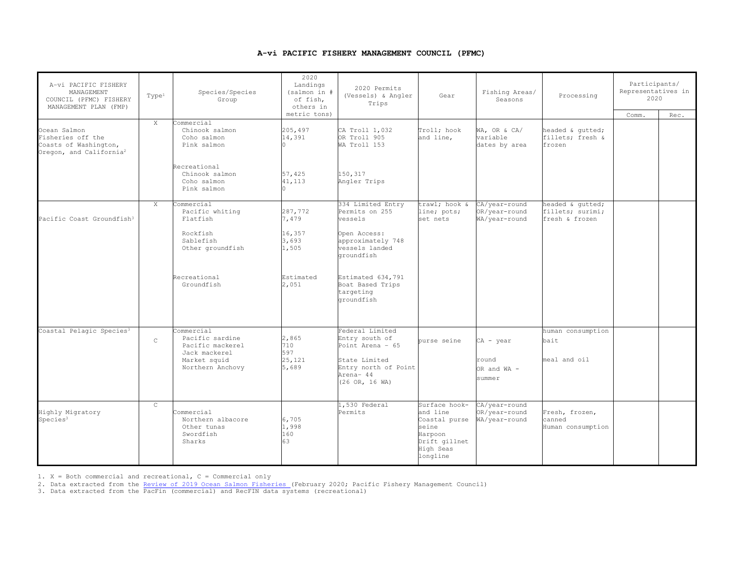# A-vi PACIFIC FISHERY MANAGEMENT COUNCIL (PFMC)

| A-vi PACIFIC FISHERY MANAGEMENT COUNCIL (PFMC) FISHERY MANAGEMENT PLAN (FMP) | Type[1] | Species/Species Group | 2020 Landings (salmon in # of fish, others in metric tons) | 2020 Permits (Vessels) & Angler Trips | Gear | Fishing Areas/ Seasons | Processing | Participants/ Representatives in 2020 | |
|---|---|---|---|---|---|---|---|---|---|
| | | | | | | | | Comm. | Rec. |
| Ocean Salmon Fisheries off the Coasts of Washington, Oregon, and California[2] | X | Commercial<br>Chinook salmon<br>Coho salmon<br>Pink salmon<br><br>Recreational<br>Chinook salmon<br>Coho salmon<br>Pink salmon | <br>205,497<br>14,391<br>0<br><br><br>57,425<br>41,113<br>0 | CA Troll 1,032<br>OR Troll 905<br>WA Troll 153<br><br><br>150,317<br>Angler Trips | Troll; hook and line, | WA, OR & CA/ variable dates by area | headed & gutted; fillets; fresh & frozen | | |
| Pacific Coast Groundfish[3] | X | Commercial<br>Pacific whiting<br>Flatfish<br><br>Rockfish<br>Sablefish<br>Other groundfish<br><br>Recreational<br>Groundfish | <br>287,772<br>7,479<br><br>16,357<br>3,693<br>1,505<br><br>Estimated<br>2,051 | 334 Limited Entry Permits on 255 vessels<br><br>Open Access: approximately 748 vessels landed groundfish<br><br>Estimated 634,791 Boat Based Trips targeting groundfish | trawl; hook & line; pots; set nets | CA/year-round<br>OR/year-round<br>WA/year-round | headed & gutted; fillets; surimi; fresh & frozen | | |
| Coastal Pelagic Species[3] | C | Commercial<br>Pacific sardine<br>Pacific mackerel<br>Jack mackerel<br>Market squid<br>Northern Anchovy | <br>2,865<br>710<br>597<br>25,121<br>5,689 | Federal Limited Entry south of Point Arena - 65<br><br>State Limited Entry north of Point Arena- 44<br>(26 OR, 16 WA) | purse seine | CA - year round<br>OR and WA - summer | human consumption<br>bait<br><br>meal and oil | | |
| Highly Migratory Species[3] | C | Commercial<br>Northern albacore<br>Other tunas<br>Swordfish<br>Sharks | <br>6,705<br>1,998<br>160<br>63 | 1,530 Federal Permits | Surface hook-and line<br>Coastal purse seine<br>Harpoon<br>Drift gillnet<br>High Seas longline | CA/year-round<br>OR/year-round<br>WA/year-round | Fresh, frozen, canned<br>Human consumption | | |

1. X = Both commercial and recreational, C = Commercial only
2. Data extracted from the Review of 2019 Ocean Salmon Fisheries (February 2020; Pacific Fishery Management Council)
3. Data extracted from the PacFin (commercial) and RecFIN data systems (recreational)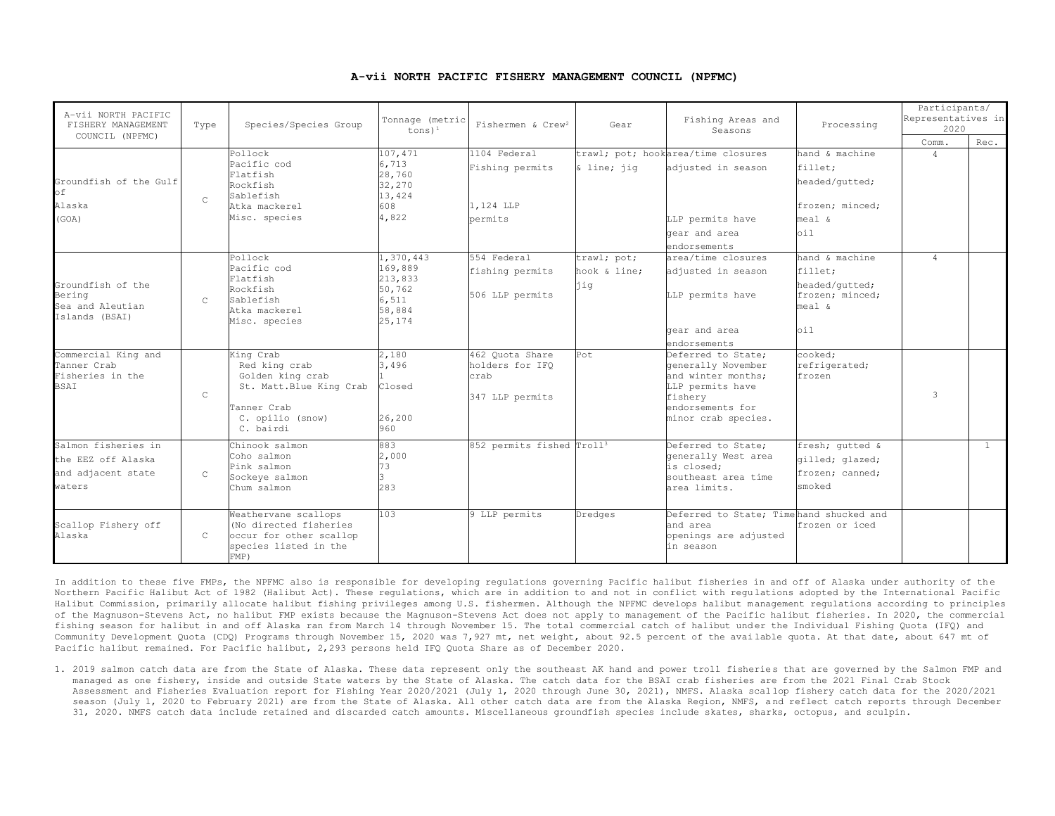**A-vii NORTH PACIFIC FISHERY MANAGEMENT COUNCIL (NPFMC)**

| A-vii NORTH PACIFIC FISHERY MANAGEMENT COUNCIL (NPFMC) | Type | Species/Species Group | Tonnage (metric tons)[1] | Fishermen & Crew[2] | Gear | Fishing Areas and Seasons | Processing | Participants/ Representatives in 2020 | |
|---|---|---|---|---|---|---|---|---|---|
| | | | | | | | | Comm. | Rec. |
| Groundfish of the Gulf of Alaska (GOA) | C | Pollock<br>Pacific cod<br>Flatfish<br>Rockfish<br>Sablefish<br>Atka mackerel<br>Misc. species | 107,471<br>6,713<br>28,760<br>32,270<br>13,424<br>608<br>4,822 | 1104 Federal Fishing permits<br><br>1,124 LLP permits | trawl; pot; hook & line; jig | area/time closures adjusted in season<br><br>LLP permits have gear and area endorsements | hand & machine fillet; headed/gutted; frozen; minced; meal & oil | 4 | |
| Groundfish of the Bering Sea and Aleutian Islands (BSAI) | C | Pollock<br>Pacific cod<br>Flatfish<br>Rockfish<br>Sablefish<br>Atka mackerel<br>Misc. species | 1,370,443<br>169,889<br>213,833<br>50,762<br>6,511<br>58,884<br>25,174 | 554 Federal fishing permits<br><br>506 LLP permits | trawl; pot; hook & line; jig | area/time closures adjusted in season<br><br>LLP permits have gear and area endorsements | hand & machine fillet; headed/gutted; frozen; minced; meal & oil | 4 | |
| Commercial King and Tanner Crab Fisheries in the BSAI | C | King Crab<br>Red king crab<br>Golden king crab<br>St. Matt.Blue King Crab<br><br>Tanner Crab<br>C. opilio (snow)<br>C. bairdi | 2,180<br>3,496<br>1<br>Closed<br><br><br>26,200<br>960 | 462 Quota Share holders for IFQ crab<br><br>347 LLP permits | Pot | Deferred to State; generally November and winter months; LLP permits have fishery endorsements for minor crab species. | cooked; refrigerated; frozen | 3 | |
| Salmon fisheries in the EEZ off Alaska and adjacent state waters | C | Chinook salmon<br>Coho salmon<br>Pink salmon<br>Sockeye salmon<br>Chum salmon | 883<br>2,000<br>73<br>3<br>283 | 852 permits fished | Troll[3] | Deferred to State; generally West area is closed; southeast area time area limits. | fresh; gutted & gilled; glazed; frozen; canned; smoked | | 1 |
| Scallop Fishery off Alaska | C | Weathervane scallops (No directed fisheries occur for other scallop species listed in the FMP) | 103 | 9 LLP permits | Dredges | Deferred to State; Time and area openings are adjusted in season | hand shucked and frozen or iced | | |

In addition to these five FMPs, the NPFMC also is responsible for developing regulations governing Pacific halibut fisheries in and off of Alaska under authority of the Northern Pacific Halibut Act of 1982 (Halibut Act). These regulations, which are in addition to and not in conflict with regulations adopted by the International Pacific Halibut Commission, primarily allocate halibut fishing privileges among U.S. fishermen. Although the NPFMC develops halibut management regulations according to principles of the Magnuson-Stevens Act, no halibut FMP exists because the Magnuson-Stevens Act does not apply to management of the Pacific halibut fisheries. In 2020, the commercial fishing season for halibut in and off Alaska ran from March 14 through November 15. The total commercial catch of halibut under the Individual Fishing Quota (IFQ) and Community Development Quota (CDQ) Programs through November 15, 2020 was 7,927 mt, net weight, about 92.5 percent of the available quota. At that date, about 647 mt of Pacific halibut remained. For Pacific halibut, 2,293 persons held IFQ Quota Share as of December 2020.

1. 2019 salmon catch data are from the State of Alaska. These data represent only the southeast AK hand and power troll fisheries that are governed by the Salmon FMP and managed as one fishery, inside and outside State waters by the State of Alaska. The catch data for the BSAI crab fisheries are from the 2021 Final Crab Stock Assessment and Fisheries Evaluation report for Fishing Year 2020/2021 (July 1, 2020 through June 30, 2021), NMFS. Alaska scallop fishery catch data for the 2020/2021 season (July 1, 2020 to February 2021) are from the State of Alaska. All other catch data are from the Alaska Region, NMFS, and reflect catch reports through December 31, 2020. NMFS catch data include retained and discarded catch amounts. Miscellaneous groundfish species include skates, sharks, octopus, and sculpin.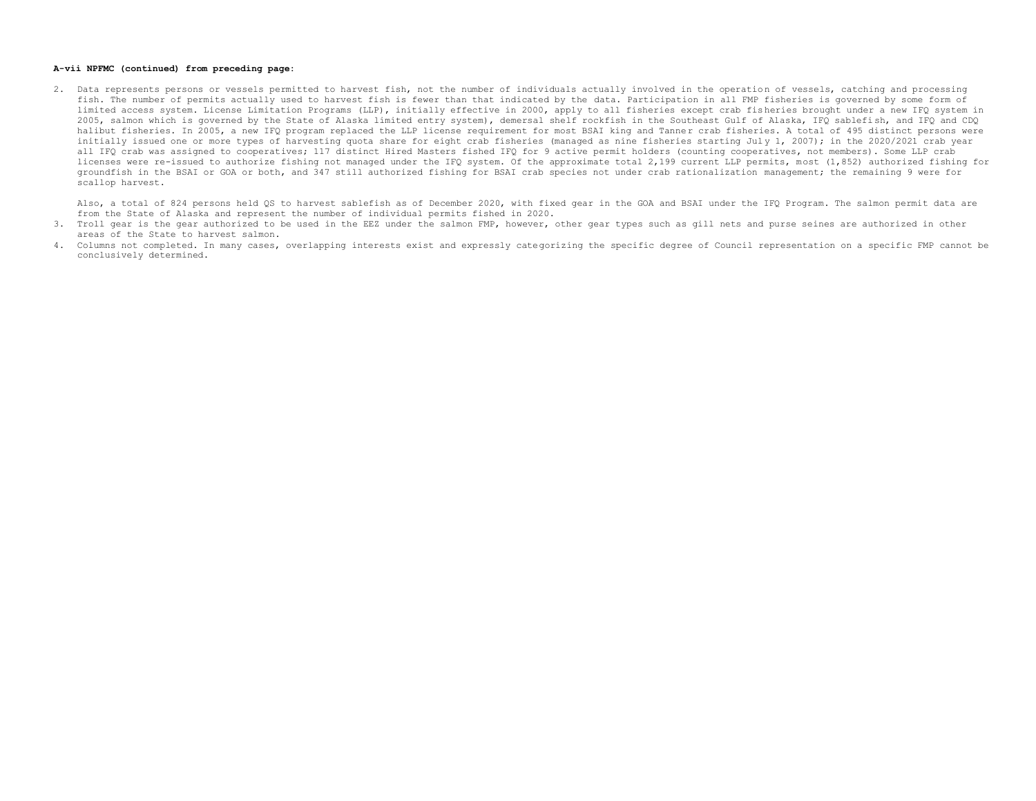**A-vii NPFMC (continued) from preceding page:**

2. Data represents persons or vessels permitted to harvest fish, not the number of individuals actually involved in the operation of vessels, catching and processing fish. The number of permits actually used to harvest fish is fewer than that indicated by the data. Participation in all FMP fisheries is governed by some form of limited access system. License Limitation Programs (LLP), initially effective in 2000, apply to all fisheries except crab fisheries brought under a new IFQ system in 2005, salmon which is governed by the State of Alaska limited entry system), demersal shelf rockfish in the Southeast Gulf of Alaska, IFQ sablefish, and IFQ and CDQ halibut fisheries. In 2005, a new IFQ program replaced the LLP license requirement for most BSAI king and Tanner crab fisheries. A total of 495 distinct persons were initially issued one or more types of harvesting quota share for eight crab fisheries (managed as nine fisheries starting July 1, 2007); in the 2020/2021 crab year all IFQ crab was assigned to cooperatives; 117 distinct Hired Masters fished IFQ for 9 active permit holders (counting cooperatives, not members). Some LLP crab licenses were re-issued to authorize fishing not managed under the IFQ system. Of the approximate total 2,199 current LLP permits, most (1,852) authorized fishing for groundfish in the BSAI or GOA or both, and 347 still authorized fishing for BSAI crab species not under crab rationalization management; the remaining 9 were for scallop harvest.

   Also, a total of 824 persons held QS to harvest sablefish as of December 2020, with fixed gear in the GOA and BSAI under the IFQ Program. The salmon permit data are from the State of Alaska and represent the number of individual permits fished in 2020.
3. Troll gear is the gear authorized to be used in the EEZ under the salmon FMP, however, other gear types such as gill nets and purse seines are authorized in other areas of the State to harvest salmon.
4. Columns not completed. In many cases, overlapping interests exist and expressly categorizing the specific degree of Council representation on a specific FMP cannot be conclusively determined.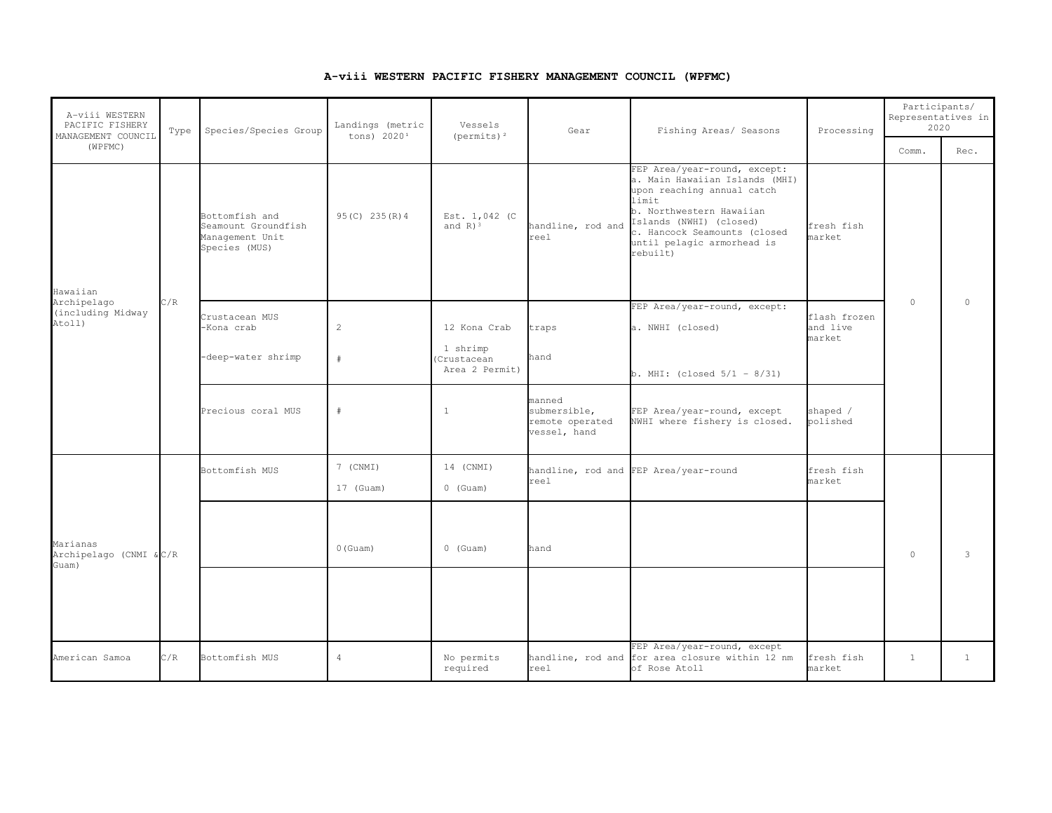## A-viii WESTERN PACIFIC FISHERY MANAGEMENT COUNCIL (WPFMC)

| A-viii WESTERN PACIFIC FISHERY MANAGEMENT COUNCIL (WPFMC) | Type | Species/Species Group | Landings (metric tons) 2020[1] | Vessels (permits)[2] | Gear | Fishing Areas/ Seasons | Processing | Participants/ Representatives in 2020 | |
|---|---|---|---|---|---|---|---|---|---|
| | | | | | | | | Comm. | Rec. |
| Hawaiian Archipelago (including Midway Atoll) | C/R | Bottomfish and Seamount Groundfish Management Unit Species (MUS) | 95(C) 235(R)4 | Est. 1,042 (C and R)[3] | handline, rod and reel | FEP Area/year-round, except: a. Main Hawaiian Islands (MHI) upon reaching annual catch limit b. Northwestern Hawaiian Islands (NWHI) (closed) c. Hancock Seamounts (closed until pelagic armorhead is rebuilt) | fresh fish market | 0 | 0 |
| | | Crustacean MUS -Kona crab -deep-water shrimp | 2 # | 12 Kona Crab 1 shrimp (Crustacean Area 2 Permit) | traps hand | FEP Area/year-round, except: a. NWHI (closed) b. MHI: (closed 5/1 – 8/31) | flash frozen and live market | | |
| | | Precious coral MUS | # | 1 | manned submersible, remote operated vessel, hand | FEP Area/year-round, except NWHI where fishery is closed. | shaped / polished | | |
| Marianas Archipelago (CNMI & Guam) | C/R | Bottomfish MUS | 7 (CNMI) 17 (Guam) | 14 (CNMI) 0 (Guam) | handline, rod and reel | FEP Area/year-round | fresh fish market | 0 | 3 |
| | | | 0(Guam) | 0 (Guam) | hand | | | | |
| | | | | | | | | | |
| American Samoa | C/R | Bottomfish MUS | 4 | No permits required | handline, rod and reel | FEP Area/year-round, except for area closure within 12 nm of Rose Atoll | fresh fish market | 1 | 1 |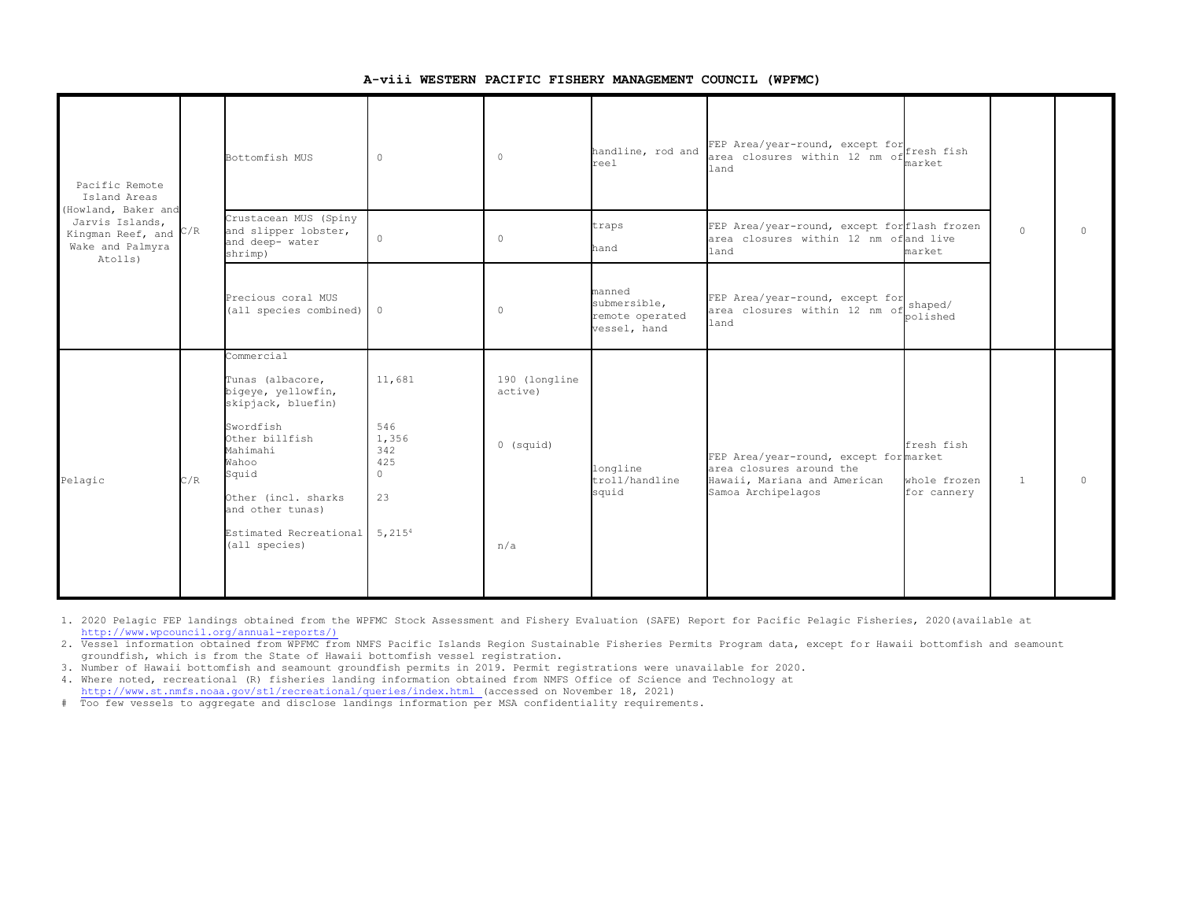**A-viii WESTERN PACIFIC FISHERY MANAGEMENT COUNCIL (WPFMC)**

| | | | | | | | | | |
|---|---|---|---|---|---|---|---|---|---|
| Pacific Remote Island Areas (Howland, Baker and Jarvis Islands, Kingman Reef, and Wake and Palmyra Atolls) | C/R | Bottomfish MUS | 0 | 0 | handline, rod and reel | FEP Area/year-round, except for area closures within 12 nm of land | fresh fish market | 0 | 0 |
| | | Crustacean MUS (Spiny and slipper lobster, and deep- water shrimp) | 0 | 0 | traps<br>hand | FEP Area/year-round, except for area closures within 12 nm of land | flash frozen and live market | | |
| | | Precious coral MUS (all species combined) | 0 | 0 | manned submersible, remote operated vessel, hand | FEP Area/year-round, except for area closures within 12 nm of land | shaped/ polished | | |
| Pelagic | C/R | Commercial<br>Tunas (albacore, bigeye, yellowfin, skipjack, bluefin)<br>Swordfish<br>Other billfish<br>Mahimahi<br>Wahoo<br>Squid<br>Other (incl. sharks and other tunas)<br>Estimated Recreational (all species) | <br>11,681<br>546<br>1,356<br>342<br>425<br>0<br>23<br>5,215[4] | 190 (longline active)<br>0 (squid)<br>n/a | longline<br>troll/handline<br>squid | FEP Area/year-round, except for area closures around the Hawaii, Mariana and American Samoa Archipelagos | fresh fish market<br>whole frozen for cannery | 1 | 0 |

1. 2020 Pelagic FEP landings obtained from the WPFMC Stock Assessment and Fishery Evaluation (SAFE) Report for Pacific Pelagic Fisheries, 2020(available at http://www.wpcouncil.org/annual-reports/)
2. Vessel information obtained from WPFMC from NMFS Pacific Islands Region Sustainable Fisheries Permits Program data, except for Hawaii bottomfish and seamount groundfish, which is from the State of Hawaii bottomfish vessel registration.
3. Number of Hawaii bottomfish and seamount groundfish permits in 2019. Permit registrations were unavailable for 2020.
4. Where noted, recreational (R) fisheries landing information obtained from NMFS Office of Science and Technology at http://www.st.nmfs.noaa.gov/st1/recreational/queries/index.html (accessed on November 18, 2021)

\# Too few vessels to aggregate and disclose landings information per MSA confidentiality requirements.